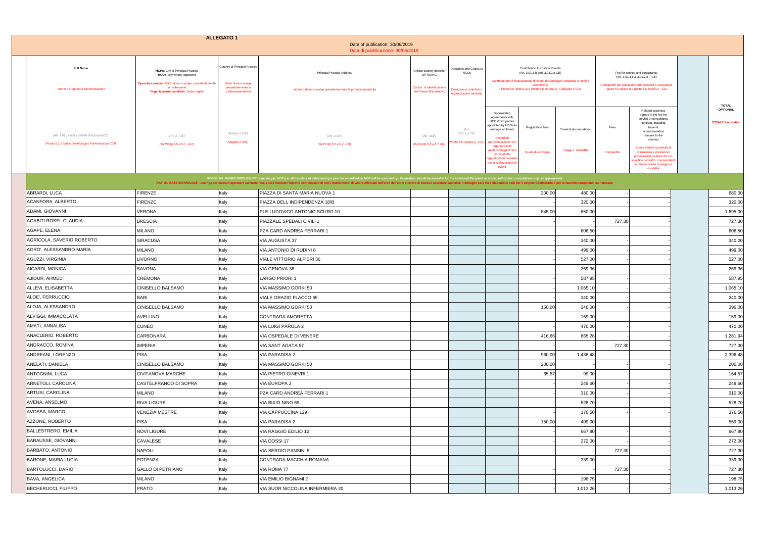**ALLEGATO 1**

Date of publication: 30/06/2019
Data di pubblicazione: 30/06/2019

| Full Name<br><br>Nome e Cognome/ Denominazione<br><br>(Art. 1.01 ) Codice EFPIA Disclosure(CE)<br>(Punto 5.3) Codice Deontologico Farmindustria (CD) | HCPs: City of Principal Practice<br>HCOs: city where registered<br><br>Operatori sanitari: Città dove si svolge prevalentemente la professione<br>Organizzazioni sanitarie: Sede Legale<br><br>(Art. 3 - CE)<br>(da Punto 5.5 a 5.7 - CD) | Country of Principal Practice<br><br>Stato dove si svolge prevalentemente la professione/attività<br><br>Modulo 1 (CE)<br>Allegato 2 (CD) | Principal Practice Address<br><br>Indirizzo dove si svolge prevalentemente la professione/attività<br><br>(Art. 3 CE)<br>(da Punto 5.5 a 5.7 - CD) | Unique country identifier OPTIONAL<br><br>Codice di identificazione del Paese (Facoltativo)<br><br>(Art. 3CE)<br>(da Punto 5.5 a 5.7 CD) | Donations and Grants to HCOs<br><br>Donazioni e contributi a organizzazioni sanitarie<br><br>(Art. 3.01.1.a CE)<br>(Punto 5.6, lettera a - CD) | Contribution to costs of Events (Art. 3.01.1.b and 3.01.2.a CE)<br>Contributo per il finanziamento di eventi (es.convegni, congressi e riunioni scientifiche) ( Punto 5.5, lettera a) e Punto 5.6, lettera b) e allegato 2 CD)<br><br>Sponsorship agreements with HCOs/third parties appointed by HCOs to manage an Event<br>Accordi di sponsorizzazione con organizzazioni sanitarie/soggetti terzi nominati da organizzazioni sanitarie per la realizzazione di eventi | | | Fee for service and consultancy (Art. 3.01.1.c & 3.01.2.c - CE)<br>Corrispettivi per prestazioni professionali e consulenze (punto 5.5 lettera b e punto 5.6, lettera c - CD)<br><br>Fees<br><br>Corrispettivi | | | TOTAL OPTIONAL<br><br>TOTALE Facoltativo |
|---|---|---|---|---|---|---|---|---|---|---|---|---|
| | | | | | | | Registration fees<br><br>Quote di iscrizione | Travel & Accomodation<br><br>Viaggi e ospitalità | | Related expenses agreed in the fee for service or consultancy contract, including travel & accommodation relevant to the contract<br><br>Spese riferibili ad attività di consulenza e prestazioni professionali risultanti da uno specifico contratto, comprendenti le relative spese di viaggio e ospitalità | | |
| INDIVIDUAL NAMED DISCLOSURE - one line per HCP (i.e. all transfers of value during a year for an individual HCP will be summed up: itemization should be available for the Individual Recipient or public authorities' consultation only, as appropriate)<br>DATI SU BASE INDIVIDUALE - una riga per ciascun operatore sanitario (ossia sarà indicato l'importo complessivo di tutti i trasferimenti di valore effettuati nell'arco dell'anno a favore di ciascun operatore sanitario: il dettaglio sarà reso disponibile solo per il singolo Destinatario o per le Autorità competenti, su richiesta) | | | | | | | | | | | | |
| ABRARDI, LUCA | FIRENZE | Italy | PIAZZA DI SANTA MARIA NUOVA 1 | | | | 200,00 | 480,00 | - | - | | 680,00 |
| ACANFORA, ALBERTO | FIRENZE | Italy | PIAZZA DELL INDIPENDENZA 18/B | | | | - | 320,00 | - | - | | 320,00 |
| ADAMI, GIOVANNI | VERONA | Italy | PLE LUDOVICO ANTONIO SCURO 10 | | | | 845,00 | 850,00 | - | - | | 1.695,00 |
| AGABITI ROSEI, CLAUDIA | BRESCIA | Italy | PIAZZALE SPEDALI CIVILI 1 | | | | - | - | 727,30 | - | | 727,30 |
| AGAPE, ELENA | MILANO | Italy | PZA CARD ANDREA FERRARI 1 | | | | - | 606,50 | - | - | | 606,50 |
| AGRICOLA, SAVERIO ROBERTO | SIRACUSA | Italy | VIA AUGUSTA 37 | | | | - | 340,00 | - | - | | 340,00 |
| AGRO', ALESSANDRO MARIA | MILANO | Italy | VIA ANTONIO DI RUDINI 8 | | | | - | 499,00 | - | - | | 499,00 |
| AGUZZI, VIRGINIA | LIVORNO | Italy | VIALE VITTORIO ALFIERI 36 | | | | - | 527,00 | - | - | | 527,00 |
| AICARDI, MONICA | SAVONA | Italy | VIA GENOVA 38 | | | | - | 269,36 | - | - | | 269,36 |
| AJIOUR, AHMED | CREMONA | Italy | LARGO PRIORI 1 | | | | - | 587,95 | - | - | | 587,95 |
| ALLEVI, ELISABETTA | CINISELLO BALSAMO | Italy | VIA MASSIMO GORKI 50 | | | | - | 1.065,10 | - | - | | 1.065,10 |
| ALOE', FERRUCCIO | BARI | Italy | VIALE ORAZIO FLACCO 65 | | | | - | 340,00 | - | - | | 340,00 |
| ALOJA, ALESSANDRO | CINISELLO BALSAMO | Italy | VIA MASSIMO GORKI 50 | | | | 150,00 | 246,00 | - | - | | 396,00 |
| ALVIGGI, IMMACOLATA | AVELLINO | Italy | CONTRADA AMORETTA | | | | - | 159,00 | - | - | | 159,00 |
| AMATI, ANNALISA | CUNEO | Italy | VIA LUIGI PAROLA 2 | | | | - | 470,00 | - | - | | 470,00 |
| ANACLERIO, ROBERTO | CARBONARA | Italy | VIA OSPEDALE DI VENERE | | | | 416,66 | 865,28 | - | - | | 1.281,94 |
| ANDRACCO, ROMINA | IMPERIA | Italy | VIA SANT AGATA 57 | | | | - | - | 727,30 | - | | 727,30 |
| ANDREANI, LORENZO | PISA | Italy | VIA PARADISA 2 | | | | 960,00 | 1.436,48 | - | - | | 2.396,48 |
| ANELATI, DANIELA | CINISELLO BALSAMO | Italy | VIA MASSIMO GORKI 50 | | | | 200,00 | - | - | - | | 200,00 |
| ANTOGNINI, LUCA | CIVITANOVA MARCHE | Italy | VIA PIETRO GINEVRI 1 | | | | 65,57 | 99,00 | - | - | | 164,57 |
| ARNETOLI, CAROLINA | CASTELFRANCO DI SOPRA | Italy | VIA EUROPA 2 | | | | - | 249,60 | - | - | | 249,60 |
| ARTUSI, CAROLINA | MILANO | Italy | PZA CARD ANDREA FERRARI 1 | | | | - | 310,00 | - | - | | 310,00 |
| AVENA, ANSELMO | RIVA LIGURE | Italy | VIA BIXIO NINO 69 | | | | - | 528,70 | - | - | | 528,70 |
| AVOSSA, MARCO | VENEZIA MESTRE | Italy | VIA CAPPUCCINA 129 | | | | - | 376,50 | - | - | | 376,50 |
| AZZONE, ROBERTO | PISA | Italy | VIA PARADISA 2 | | | | 150,00 | 409,00 | - | - | | 559,00 |
| BALLESTRERO, EMILIA | NOVI LIGURE | Italy | VIA RAGGIO EDILIO 12 | | | | - | 667,80 | - | - | | 667,80 |
| BARAUSSE, GIOVANNI | CAVALESE | Italy | VIA DOSSI 17 | | | | - | 272,00 | - | - | | 272,00 |
| BARBATO, ANTONIO | NAPOLI | Italy | VIA SERGIO PANSINI 5 | | | | - | - | 727,30 | - | | 727,30 |
| BARONE, MARIA LUCIA | POTENZA | Italy | CONTRADA MACCHIA ROMANA | | | | - | 339,00 | - | - | | 339,00 |
| BARTOLUCCI, DARIO | GALLO DI PETRIANO | Italy | VIA ROMA 77 | | | | - | - | 727,30 | - | | 727,30 |
| BAVA, ANGELICA | MILANO | Italy | VIA EMILIO BIGNAMI 2 | | | | - | 198,75 | - | - | | 198,75 |
| BECHERUCCI, FILIPPO | PRATO | Italy | VIA SUOR NICCOLINA INFERMIERA 20 | | | | - | 1.013,26 | - | - | | 1.013,26 |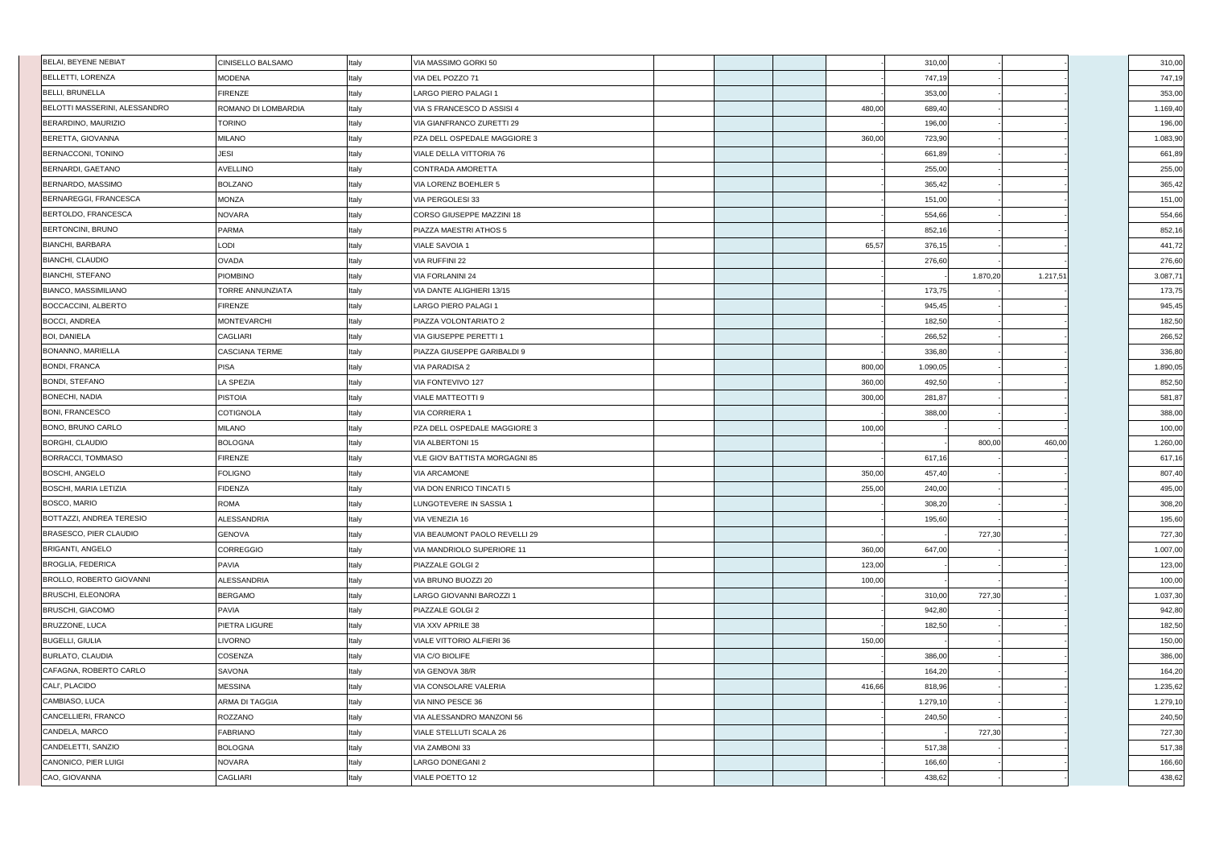| | | | | | | | | | | | | |
|---|---|---|---|---|---|---|---|---|---|---|---|---|
| BELAI, BEYENE NEBIAT | CINISELLO BALSAMO | Italy | VIA MASSIMO GORKI 50 | | | | - | 310,00 | - | - | | 310,00 |
| BELLETTI, LORENZA | MODENA | Italy | VIA DEL POZZO 71 | | | | - | 747,19 | - | - | | 747,19 |
| BELLI, BRUNELLA | FIRENZE | Italy | LARGO PIERO PALAGI 1 | | | | - | 353,00 | - | - | | 353,00 |
| BELOTTI MASSERINI, ALESSANDRO | ROMANO DI LOMBARDIA | Italy | VIA S FRANCESCO D ASSISI 4 | | | | 480,00 | 689,40 | - | - | | 1.169,40 |
| BERARDINO, MAURIZIO | TORINO | Italy | VIA GIANFRANCO ZURETTI 29 | | | | - | 196,00 | - | - | | 196,00 |
| BERETTA, GIOVANNA | MILANO | Italy | PZA DELL OSPEDALE MAGGIORE 3 | | | | 360,00 | 723,90 | - | - | | 1.083,90 |
| BERNACCONI, TONINO | JESI | Italy | VIALE DELLA VITTORIA 76 | | | | - | 661,89 | - | - | | 661,89 |
| BERNARDI, GAETANO | AVELLINO | Italy | CONTRADA AMORETTA | | | | - | 255,00 | - | - | | 255,00 |
| BERNARDO, MASSIMO | BOLZANO | Italy | VIA LORENZ BOEHLER 5 | | | | - | 365,42 | - | - | | 365,42 |
| BERNAREGGI, FRANCESCA | MONZA | Italy | VIA PERGOLESI 33 | | | | - | 151,00 | - | - | | 151,00 |
| BERTOLDO, FRANCESCA | NOVARA | Italy | CORSO GIUSEPPE MAZZINI 18 | | | | - | 554,66 | - | - | | 554,66 |
| BERTONCINI, BRUNO | PARMA | Italy | PIAZZA MAESTRI ATHOS 5 | | | | - | 852,16 | - | - | | 852,16 |
| BIANCHI, BARBARA | LODI | Italy | VIALE SAVOIA 1 | | | | 65,57 | 376,15 | - | - | | 441,72 |
| BIANCHI, CLAUDIO | OVADA | Italy | VIA RUFFINI 22 | | | | - | 276,60 | - | - | | 276,60 |
| BIANCHI, STEFANO | PIOMBINO | Italy | VIA FORLANINI 24 | | | | - | - | 1.870,20 | 1.217,51 | | 3.087,71 |
| BIANCO, MASSIMILIANO | TORRE ANNUNZIATA | Italy | VIA DANTE ALIGHIERI 13/15 | | | | - | 173,75 | - | - | | 173,75 |
| BOCCACCINI, ALBERTO | FIRENZE | Italy | LARGO PIERO PALAGI 1 | | | | - | 945,45 | - | - | | 945,45 |
| BOCCI, ANDREA | MONTEVARCHI | Italy | PIAZZA VOLONTARIATO 2 | | | | - | 182,50 | - | - | | 182,50 |
| BOI, DANIELA | CAGLIARI | Italy | VIA GIUSEPPE PERETTI 1 | | | | - | 266,52 | - | - | | 266,52 |
| BONANNO, MARIELLA | CASCIANA TERME | Italy | PIAZZA GIUSEPPE GARIBALDI 9 | | | | - | 336,80 | - | - | | 336,80 |
| BONDI, FRANCA | PISA | Italy | VIA PARADISA 2 | | | | 800,00 | 1.090,05 | - | - | | 1.890,05 |
| BONDI, STEFANO | LA SPEZIA | Italy | VIA FONTEVIVO 127 | | | | 360,00 | 492,50 | - | - | | 852,50 |
| BONECHI, NADIA | PISTOIA | Italy | VIALE MATTEOTTI 9 | | | | 300,00 | 281,87 | - | - | | 581,87 |
| BONI, FRANCESCO | COTIGNOLA | Italy | VIA CORRIERA 1 | | | | - | 388,00 | - | - | | 388,00 |
| BONO, BRUNO CARLO | MILANO | Italy | PZA DELL OSPEDALE MAGGIORE 3 | | | | 100,00 | - | - | - | | 100,00 |
| BORGHI, CLAUDIO | BOLOGNA | Italy | VIA ALBERTONI 15 | | | | - | - | 800,00 | 460,00 | | 1.260,00 |
| BORRACCI, TOMMASO | FIRENZE | Italy | VLE GIOV BATTISTA MORGAGNI 85 | | | | - | 617,16 | - | - | | 617,16 |
| BOSCHI, ANGELO | FOLIGNO | Italy | VIA ARCAMONE | | | | 350,00 | 457,40 | - | - | | 807,40 |
| BOSCHI, MARIA LETIZIA | FIDENZA | Italy | VIA DON ENRICO TINCATI 5 | | | | 255,00 | 240,00 | - | - | | 495,00 |
| BOSCO, MARIO | ROMA | Italy | LUNGOTEVERE IN SASSIA 1 | | | | - | 308,20 | - | - | | 308,20 |
| BOTTAZZI, ANDREA TERESIO | ALESSANDRIA | Italy | VIA VENEZIA 16 | | | | - | 195,60 | - | - | | 195,60 |
| BRASESCO, PIER CLAUDIO | GENOVA | Italy | VIA BEAUMONT PAOLO REVELLI 29 | | | | - | - | 727,30 | - | | 727,30 |
| BRIGANTI, ANGELO | CORREGGIO | Italy | VIA MANDRIOLO SUPERIORE 11 | | | | 360,00 | 647,00 | - | - | | 1.007,00 |
| BROGLIA, FEDERICA | PAVIA | Italy | PIAZZALE GOLGI 2 | | | | 123,00 | - | - | - | | 123,00 |
| BROLLO, ROBERTO GIOVANNI | ALESSANDRIA | Italy | VIA BRUNO BUOZZI 20 | | | | 100,00 | - | - | - | | 100,00 |
| BRUSCHI, ELEONORA | BERGAMO | Italy | LARGO GIOVANNI BAROZZI 1 | | | | - | 310,00 | 727,30 | - | | 1.037,30 |
| BRUSCHI, GIACOMO | PAVIA | Italy | PIAZZALE GOLGI 2 | | | | - | 942,80 | - | - | | 942,80 |
| BRUZZONE, LUCA | PIETRA LIGURE | Italy | VIA XXV APRILE 38 | | | | - | 182,50 | - | - | | 182,50 |
| BUGELLI, GIULIA | LIVORNO | Italy | VIALE VITTORIO ALFIERI 36 | | | | 150,00 | - | - | - | | 150,00 |
| BURLATO, CLAUDIA | COSENZA | Italy | VIA C/O BIOLIFE | | | | - | 386,00 | - | - | | 386,00 |
| CAFAGNA, ROBERTO CARLO | SAVONA | Italy | VIA GENOVA 38/R | | | | - | 164,20 | - | - | | 164,20 |
| CALI', PLACIDO | MESSINA | Italy | VIA CONSOLARE VALERIA | | | | 416,66 | 818,96 | - | - | | 1.235,62 |
| CAMBIASO, LUCA | ARMA DI TAGGIA | Italy | VIA NINO PESCE 36 | | | | - | 1.279,10 | - | - | | 1.279,10 |
| CANCELLIERI, FRANCO | ROZZANO | Italy | VIA ALESSANDRO MANZONI 56 | | | | - | 240,50 | - | - | | 240,50 |
| CANDELA, MARCO | FABRIANO | Italy | VIALE STELLUTI SCALA 26 | | | | - | - | 727,30 | - | | 727,30 |
| CANDELETTI, SANZIO | BOLOGNA | Italy | VIA ZAMBONI 33 | | | | - | 517,38 | - | - | | 517,38 |
| CANONICO, PIER LUIGI | NOVARA | Italy | LARGO DONEGANI 2 | | | | - | 166,60 | - | - | | 166,60 |
| CAO, GIOVANNA | CAGLIARI | Italy | VIALE POETTO 12 | | | | - | 438,62 | - | - | | 438,62 |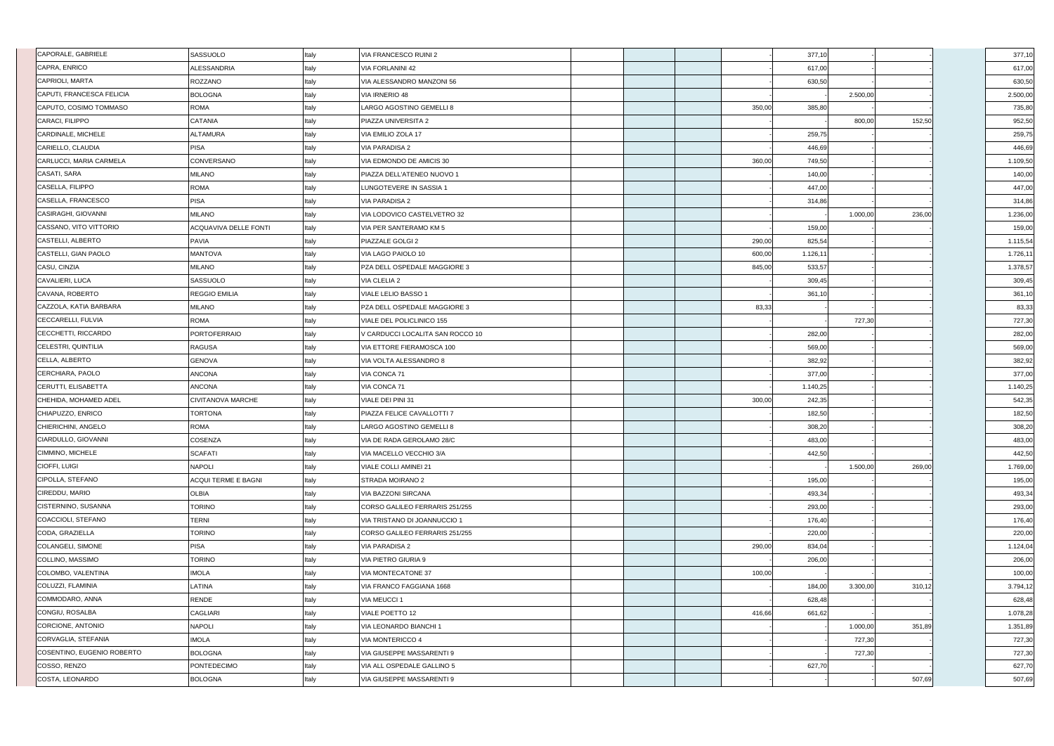| | | | | | | | | | | | | |
|---|---|---|---|---|---|---|---|---|---|---|---|---|
| CAPORALE, GABRIELE | SASSUOLO | Italy | VIA FRANCESCO RUINI 2 | | | | - | 377,10 | - | - | | 377,10 |
| CAPRA, ENRICO | ALESSANDRIA | Italy | VIA FORLANINI 42 | | | | - | 617,00 | - | - | | 617,00 |
| CAPRIOLI, MARTA | ROZZANO | Italy | VIA ALESSANDRO MANZONI 56 | | | | - | 630,50 | - | - | | 630,50 |
| CAPUTI, FRANCESCA FELICIA | BOLOGNA | Italy | VIA IRNERIO 48 | | | | - | - | 2.500,00 | - | | 2.500,00 |
| CAPUTO, COSIMO TOMMASO | ROMA | Italy | LARGO AGOSTINO GEMELLI 8 | | | | 350,00 | 385,80 | - | - | | 735,80 |
| CARACI, FILIPPO | CATANIA | Italy | PIAZZA UNIVERSITA 2 | | | | - | - | 800,00 | 152,50 | | 952,50 |
| CARDINALE, MICHELE | ALTAMURA | Italy | VIA EMILIO ZOLA 17 | | | | - | 259,75 | - | - | | 259,75 |
| CARIELLO, CLAUDIA | PISA | Italy | VIA PARADISA 2 | | | | - | 446,69 | - | - | | 446,69 |
| CARLUCCI, MARIA CARMELA | CONVERSANO | Italy | VIA EDMONDO DE AMICIS 30 | | | | 360,00 | 749,50 | - | - | | 1.109,50 |
| CASATI, SARA | MILANO | Italy | PIAZZA DELL'ATENEO NUOVO 1 | | | | - | 140,00 | - | - | | 140,00 |
| CASELLA, FILIPPO | ROMA | Italy | LUNGOTEVERE IN SASSIA 1 | | | | - | 447,00 | - | - | | 447,00 |
| CASELLA, FRANCESCO | PISA | Italy | VIA PARADISA 2 | | | | - | 314,86 | - | - | | 314,86 |
| CASIRAGHI, GIOVANNI | MILANO | Italy | VIA LODOVICO CASTELVETRO 32 | | | | - | - | 1.000,00 | 236,00 | | 1.236,00 |
| CASSANO, VITO VITTORIO | ACQUAVIVA DELLE FONTI | Italy | VIA PER SANTERAMO KM 5 | | | | - | 159,00 | - | - | | 159,00 |
| CASTELLI, ALBERTO | PAVIA | Italy | PIAZZALE GOLGI 2 | | | | 290,00 | 825,54 | - | - | | 1.115,54 |
| CASTELLI, GIAN PAOLO | MANTOVA | Italy | VIA LAGO PAIOLO 10 | | | | 600,00 | 1.126,11 | - | - | | 1.726,11 |
| CASU, CINZIA | MILANO | Italy | PZA DELL OSPEDALE MAGGIORE 3 | | | | 845,00 | 533,57 | - | - | | 1.378,57 |
| CAVALIERI, LUCA | SASSUOLO | Italy | VIA CLELIA 2 | | | | - | 309,45 | - | - | | 309,45 |
| CAVANA, ROBERTO | REGGIO EMILIA | Italy | VIALE LELIO BASSO 1 | | | | - | 361,10 | - | - | | 361,10 |
| CAZZOLA, KATIA BARBARA | MILANO | Italy | PZA DELL OSPEDALE MAGGIORE 3 | | | | 83,33 | - | - | - | | 83,33 |
| CECCARELLI, FULVIA | ROMA | Italy | VIALE DEL POLICLINICO 155 | | | | - | - | 727,30 | - | | 727,30 |
| CECCHETTI, RICCARDO | PORTOFERRAIO | Italy | V CARDUCCI LOCALITA SAN ROCCO 10 | | | | - | 282,00 | - | - | | 282,00 |
| CELESTRI, QUINTILIA | RAGUSA | Italy | VIA ETTORE FIERAMOSCA 100 | | | | - | 569,00 | - | - | | 569,00 |
| CELLA, ALBERTO | GENOVA | Italy | VIA VOLTA ALESSANDRO 8 | | | | - | 382,92 | - | - | | 382,92 |
| CERCHIARA, PAOLO | ANCONA | Italy | VIA CONCA 71 | | | | - | 377,00 | - | - | | 377,00 |
| CERUTTI, ELISABETTA | ANCONA | Italy | VIA CONCA 71 | | | | - | 1.140,25 | - | - | | 1.140,25 |
| CHEHIDA, MOHAMED ADEL | CIVITANOVA MARCHE | Italy | VIALE DEI PINI 31 | | | | 300,00 | 242,35 | - | - | | 542,35 |
| CHIAPUZZO, ENRICO | TORTONA | Italy | PIAZZA FELICE CAVALLOTTI 7 | | | | - | 182,50 | - | - | | 182,50 |
| CHIERICHINI, ANGELO | ROMA | Italy | LARGO AGOSTINO GEMELLI 8 | | | | - | 308,20 | - | - | | 308,20 |
| CIARDULLO, GIOVANNI | COSENZA | Italy | VIA DE RADA GEROLAMO 28/C | | | | - | 483,00 | - | - | | 483,00 |
| CIMMINO, MICHELE | SCAFATI | Italy | VIA MACELLO VECCHIO 3/A | | | | - | 442,50 | - | - | | 442,50 |
| CIOFFI, LUIGI | NAPOLI | Italy | VIALE COLLI AMINEI 21 | | | | - | - | 1.500,00 | 269,00 | | 1.769,00 |
| CIPOLLA, STEFANO | ACQUI TERME E BAGNI | Italy | STRADA MOIRANO 2 | | | | - | 195,00 | - | - | | 195,00 |
| CIREDDU, MARIO | OLBIA | Italy | VIA BAZZONI SIRCANA | | | | - | 493,34 | - | - | | 493,34 |
| CISTERNINO, SUSANNA | TORINO | Italy | CORSO GALILEO FERRARIS 251/255 | | | | - | 293,00 | - | - | | 293,00 |
| COACCIOLI, STEFANO | TERNI | Italy | VIA TRISTANO DI JOANNUCCIO 1 | | | | - | 176,40 | - | - | | 176,40 |
| CODA, GRAZIELLA | TORINO | Italy | CORSO GALILEO FERRARIS 251/255 | | | | - | 220,00 | - | - | | 220,00 |
| COLANGELI, SIMONE | PISA | Italy | VIA PARADISA 2 | | | | 290,00 | 834,04 | - | - | | 1.124,04 |
| COLLINO, MASSIMO | TORINO | Italy | VIA PIETRO GIURIA 9 | | | | - | 206,00 | - | - | | 206,00 |
| COLOMBO, VALENTINA | IMOLA | Italy | VIA MONTECATONE 37 | | | | 100,00 | - | - | - | | 100,00 |
| COLUZZI, FLAMINIA | LATINA | Italy | VIA FRANCO FAGGIANA 1668 | | | | - | 184,00 | 3.300,00 | 310,12 | | 3.794,12 |
| COMMODARO, ANNA | RENDE | Italy | VIA MEUCCI 1 | | | | - | 628,48 | - | - | | 628,48 |
| CONGIU, ROSALBA | CAGLIARI | Italy | VIALE POETTO 12 | | | | 416,66 | 661,62 | - | - | | 1.078,28 |
| CORCIONE, ANTONIO | NAPOLI | Italy | VIA LEONARDO BIANCHI 1 | | | | - | - | 1.000,00 | 351,89 | | 1.351,89 |
| CORVAGLIA, STEFANIA | IMOLA | Italy | VIA MONTERICCO 4 | | | | - | - | 727,30 | - | | 727,30 |
| COSENTINO, EUGENIO ROBERTO | BOLOGNA | Italy | VIA GIUSEPPE MASSARENTI 9 | | | | - | - | 727,30 | - | | 727,30 |
| COSSO, RENZO | PONTEDECIMO | Italy | VIA ALL OSPEDALE GALLINO 5 | | | | - | 627,70 | - | - | | 627,70 |
| COSTA, LEONARDO | BOLOGNA | Italy | VIA GIUSEPPE MASSARENTI 9 | | | | - | - | - | 507,69 | | 507,69 |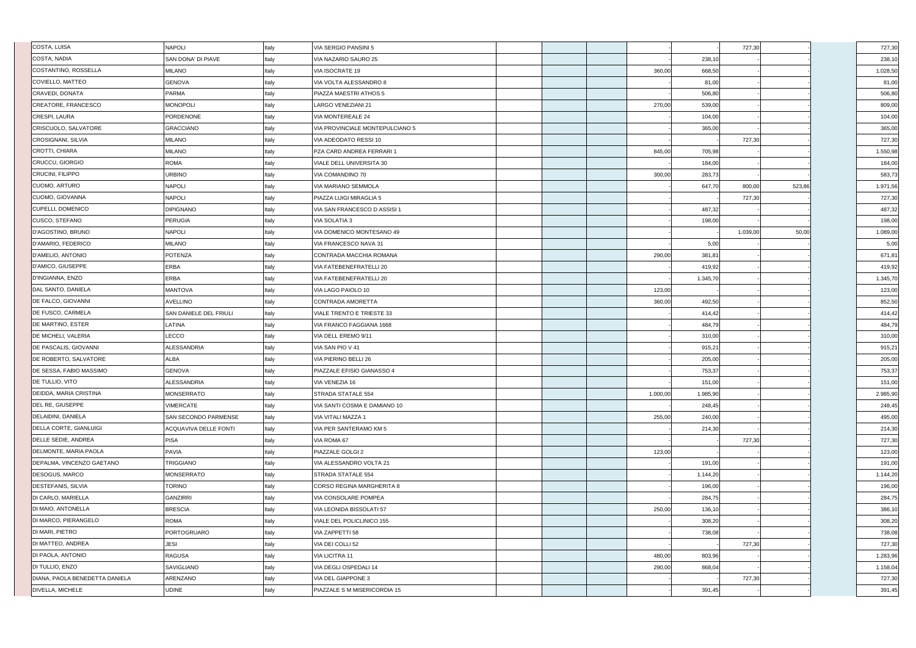| | | | | | | | | | | | | |
|---|---|---|---|---|---|---|---|---|---|---|---|---|
| COSTA, LUISA | NAPOLI | Italy | VIA SERGIO PANSINI 5 | | | | - | - | 727,30 | - | | 727,30 |
| COSTA, NADIA | SAN DONA' DI PIAVE | Italy | VIA NAZARIO SAURO 25 | | | | - | 238,10 | - | - | | 238,10 |
| COSTANTINO, ROSSELLA | MILANO | Italy | VIA ISOCRATE 19 | | | | 360,00 | 668,50 | - | - | | 1.028,50 |
| COVIELLO, MATTEO | GENOVA | Italy | VIA VOLTA ALESSANDRO 8 | | | | - | 81,00 | - | - | | 81,00 |
| CRAVEDI, DONATA | PARMA | Italy | PIAZZA MAESTRI ATHOS 5 | | | | - | 506,80 | - | - | | 506,80 |
| CREATORE, FRANCESCO | MONOPOLI | Italy | LARGO VENEZIANI 21 | | | | 270,00 | 539,00 | - | - | | 809,00 |
| CRESPI, LAURA | PORDENONE | Italy | VIA MONTEREALE 24 | | | | - | 104,00 | - | - | | 104,00 |
| CRISCUOLO, SALVATORE | GRACCIANO | Italy | VIA PROVINCIALE MONTEPULCIANO 5 | | | | - | 365,00 | - | - | | 365,00 |
| CROSIGNANI, SILVIA | MILANO | Italy | VIA ADEODATO RESSI 10 | | | | - | - | 727,30 | - | | 727,30 |
| CROTTI, CHIARA | MILANO | Italy | PZA CARD ANDREA FERRARI 1 | | | | 845,00 | 705,98 | - | - | | 1.550,98 |
| CRUCCU, GIORGIO | ROMA | Italy | VIALE DELL UNIVERSITA 30 | | | | - | 184,00 | - | - | | 184,00 |
| CRUCINI, FILIPPO | URBINO | Italy | VIA COMANDINO 70 | | | | 300,00 | 283,73 | - | - | | 583,73 |
| CUOMO, ARTURO | NAPOLI | Italy | VIA MARIANO SEMMOLA | | | | - | 647,70 | 800,00 | 523,86 | | 1.971,56 |
| CUOMO, GIOVANNA | NAPOLI | Italy | PIAZZA LUIGI MIRAGLIA 5 | | | | - | - | 727,30 | - | | 727,30 |
| CUPELLI, DOMENICO | DIPIGNANO | Italy | VIA SAN FRANCESCO D ASSISI 1 | | | | - | 487,32 | - | - | | 487,32 |
| CUSCO, STEFANO | PERUGIA | Italy | VIA SOLATIA 3 | | | | - | 198,00 | - | - | | 198,00 |
| D'AGOSTINO, BRUNO | NAPOLI | Italy | VIA DOMENICO MONTESANO 49 | | | | - | - | 1.039,00 | 50,00 | | 1.089,00 |
| D'AMARIO, FEDERICO | MILANO | Italy | VIA FRANCESCO NAVA 31 | | | | - | 5,00 | - | - | | 5,00 |
| D'AMELIO, ANTONIO | POTENZA | Italy | CONTRADA MACCHIA ROMANA | | | | 290,00 | 381,81 | - | - | | 671,81 |
| D'AMICO, GIUSEPPE | ERBA | Italy | VIA FATEBENEFRATELLI 20 | | | | - | 419,92 | - | - | | 419,92 |
| D'INGIANNA, ENZO | ERBA | Italy | VIA FATEBENEFRATELLI 20 | | | | - | 1.345,70 | - | - | | 1.345,70 |
| DAL SANTO, DANIELA | MANTOVA | Italy | VIA LAGO PAIOLO 10 | | | | 123,00 | - | - | - | | 123,00 |
| DE FALCO, GIOVANNI | AVELLINO | Italy | CONTRADA AMORETTA | | | | 360,00 | 492,50 | - | - | | 852,50 |
| DE FUSCO, CARMELA | SAN DANIELE DEL FRIULI | Italy | VIALE TRENTO E TRIESTE 33 | | | | - | 414,42 | - | - | | 414,42 |
| DE MARTINO, ESTER | LATINA | Italy | VIA FRANCO FAGGIANA 1668 | | | | - | 484,79 | - | - | | 484,79 |
| DE MICHELI, VALERIA | LECCO | Italy | VIA DELL EREMO 9/11 | | | | - | 310,00 | - | - | | 310,00 |
| DE PASCALIS, GIOVANNI | ALESSANDRIA | Italy | VIA SAN PIO V 41 | | | | - | 915,21 | - | - | | 915,21 |
| DE ROBERTO, SALVATORE | ALBA | Italy | VIA PIERINO BELLI 26 | | | | - | 205,00 | - | - | | 205,00 |
| DE SESSA, FABIO MASSIMO | GENOVA | Italy | PIAZZALE EFISIO GIANASSO 4 | | | | - | 753,37 | - | - | | 753,37 |
| DE TULLIO, VITO | ALESSANDRIA | Italy | VIA VENEZIA 16 | | | | - | 151,00 | - | - | | 151,00 |
| DEIDDA, MARIA CRISTINA | MONSERRATO | Italy | STRADA STATALE 554 | | | | 1.000,00 | 1.985,90 | - | - | | 2.985,90 |
| DEL RE, GIUSEPPE | VIMERCATE | Italy | VIA SANTI COSMA E DAMIANO 10 | | | | - | 248,45 | - | - | | 248,45 |
| DELAIDINI, DANIELA | SAN SECONDO PARMENSE | Italy | VIA VITALI MAZZA 1 | | | | 255,00 | 240,00 | - | - | | 495,00 |
| DELLA CORTE, GIANLUIGI | ACQUAVIVA DELLE FONTI | Italy | VIA PER SANTERAMO KM 5 | | | | - | 214,30 | - | - | | 214,30 |
| DELLE SEDIE, ANDREA | PISA | Italy | VIA ROMA 67 | | | | - | - | 727,30 | - | | 727,30 |
| DELMONTE, MARIA PAOLA | PAVIA | Italy | PIAZZALE GOLGI 2 | | | | 123,00 | - | - | - | | 123,00 |
| DEPALMA, VINCENZO GAETANO | TRIGGIANO | Italy | VIA ALESSANDRO VOLTA 21 | | | | - | 191,00 | - | - | | 191,00 |
| DESOGUS, MARCO | MONSERRATO | Italy | STRADA STATALE 554 | | | | - | 1.144,20 | - | - | | 1.144,20 |
| DESTEFANIS, SILVIA | TORINO | Italy | CORSO REGINA MARGHERITA 8 | | | | - | 196,00 | - | - | | 196,00 |
| DI CARLO, MARIELLA | GANZIRRI | Italy | VIA CONSOLARE POMPEA | | | | - | 284,75 | - | - | | 284,75 |
| DI MAIO, ANTONELLA | BRESCIA | Italy | VIA LEONIDA BISSOLATI 57 | | | | 250,00 | 136,10 | - | - | | 386,10 |
| DI MARCO, PIERANGELO | ROMA | Italy | VIALE DEL POLICLINICO 155 | | | | - | 308,20 | - | - | | 308,20 |
| DI MARI, PIETRO | PORTOGRUARO | Italy | VIA ZAPPETTI 58 | | | | - | 738,08 | - | - | | 738,08 |
| DI MATTEO, ANDREA | JESI | Italy | VIA DEI COLLI 52 | | | | - | - | 727,30 | - | | 727,30 |
| DI PAOLA, ANTONIO | RAGUSA | Italy | VIA LICITRA 11 | | | | 480,00 | 803,96 | - | - | | 1.283,96 |
| DI TULLIO, ENZO | SAVIGLIANO | Italy | VIA DEGLI OSPEDALI 14 | | | | 290,00 | 868,04 | - | - | | 1.158,04 |
| DIANA, PAOLA BENEDETTA DANIELA | ARENZANO | Italy | VIA DEL GIAPPONE 3 | | | | - | - | 727,30 | - | | 727,30 |
| DIVELLA, MICHELE | UDINE | Italy | PIAZZALE S M MISERICORDIA 15 | | | | - | 391,45 | - | - | | 391,45 |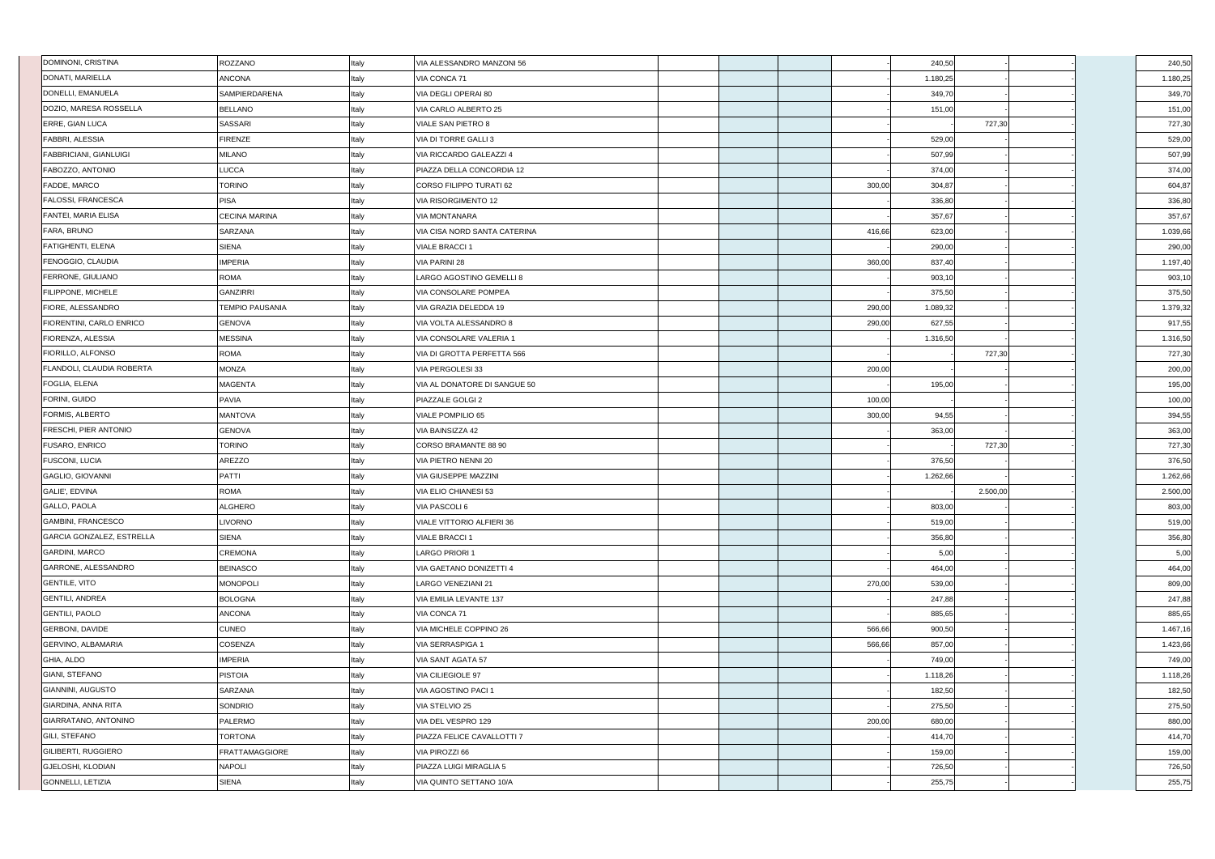| | | | | | | | | | | | | |
|---|---|---|---|---|---|---|---|---|---|---|---|---|
| DOMINONI, CRISTINA | ROZZANO | Italy | VIA ALESSANDRO MANZONI 56 | | | | - | 240,50 | - | - | | 240,50 |
| DONATI, MARIELLA | ANCONA | Italy | VIA CONCA 71 | | | | - | 1.180,25 | - | - | | 1.180,25 |
| DONELLI, EMANUELA | SAMPIERDARENA | Italy | VIA DEGLI OPERAI 80 | | | | - | 349,70 | - | - | | 349,70 |
| DOZIO, MARESA ROSSELLA | BELLANO | Italy | VIA CARLO ALBERTO 25 | | | | - | 151,00 | - | - | | 151,00 |
| ERRE, GIAN LUCA | SASSARI | Italy | VIALE SAN PIETRO 8 | | | | - | - | 727,30 | - | | 727,30 |
| FABBRI, ALESSIA | FIRENZE | Italy | VIA DI TORRE GALLI 3 | | | | - | 529,00 | - | - | | 529,00 |
| FABBRICIANI, GIANLUIGI | MILANO | Italy | VIA RICCARDO GALEAZZI 4 | | | | - | 507,99 | - | - | | 507,99 |
| FABOZZO, ANTONIO | LUCCA | Italy | PIAZZA DELLA CONCORDIA 12 | | | | - | 374,00 | - | - | | 374,00 |
| FADDE, MARCO | TORINO | Italy | CORSO FILIPPO TURATI 62 | | | | 300,00 | 304,87 | - | - | | 604,87 |
| FALOSSI, FRANCESCA | PISA | Italy | VIA RISORGIMENTO 12 | | | | - | 336,80 | - | - | | 336,80 |
| FANTEI, MARIA ELISA | CECINA MARINA | Italy | VIA MONTANARA | | | | - | 357,67 | - | - | | 357,67 |
| FARA, BRUNO | SARZANA | Italy | VIA CISA NORD SANTA CATERINA | | | | 416,66 | 623,00 | - | - | | 1.039,66 |
| FATIGHENTI, ELENA | SIENA | Italy | VIALE BRACCI 1 | | | | - | 290,00 | - | - | | 290,00 |
| FENOGGIO, CLAUDIA | IMPERIA | Italy | VIA PARINI 28 | | | | 360,00 | 837,40 | - | - | | 1.197,40 |
| FERRONE, GIULIANO | ROMA | Italy | LARGO AGOSTINO GEMELLI 8 | | | | - | 903,10 | - | - | | 903,10 |
| FILIPPONE, MICHELE | GANZIRRI | Italy | VIA CONSOLARE POMPEA | | | | - | 375,50 | - | - | | 375,50 |
| FIORE, ALESSANDRO | TEMPIO PAUSANIA | Italy | VIA GRAZIA DELEDDA 19 | | | | 290,00 | 1.089,32 | - | - | | 1.379,32 |
| FIORENTINI, CARLO ENRICO | GENOVA | Italy | VIA VOLTA ALESSANDRO 8 | | | | 290,00 | 627,55 | - | - | | 917,55 |
| FIORENZA, ALESSIA | MESSINA | Italy | VIA CONSOLARE VALERIA 1 | | | | - | 1.316,50 | - | - | | 1.316,50 |
| FIORILLO, ALFONSO | ROMA | Italy | VIA DI GROTTA PERFETTA 566 | | | | - | - | 727,30 | - | | 727,30 |
| FLANDOLI, CLAUDIA ROBERTA | MONZA | Italy | VIA PERGOLESI 33 | | | | 200,00 | - | - | - | | 200,00 |
| FOGLIA, ELENA | MAGENTA | Italy | VIA AL DONATORE DI SANGUE 50 | | | | - | 195,00 | - | - | | 195,00 |
| FORINI, GUIDO | PAVIA | Italy | PIAZZALE GOLGI 2 | | | | 100,00 | - | - | - | | 100,00 |
| FORMIS, ALBERTO | MANTOVA | Italy | VIALE POMPILIO 65 | | | | 300,00 | 94,55 | - | - | | 394,55 |
| FRESCHI, PIER ANTONIO | GENOVA | Italy | VIA BAINSIZZA 42 | | | | - | 363,00 | - | - | | 363,00 |
| FUSARO, ENRICO | TORINO | Italy | CORSO BRAMANTE 88 90 | | | | - | - | 727,30 | - | | 727,30 |
| FUSCONI, LUCIA | AREZZO | Italy | VIA PIETRO NENNI 20 | | | | - | 376,50 | - | - | | 376,50 |
| GAGLIO, GIOVANNI | PATTI | Italy | VIA GIUSEPPE MAZZINI | | | | - | 1.262,66 | - | - | | 1.262,66 |
| GALIE', EDVINA | ROMA | Italy | VIA ELIO CHIANESI 53 | | | | - | - | 2.500,00 | - | | 2.500,00 |
| GALLO, PAOLA | ALGHERO | Italy | VIA PASCOLI 6 | | | | - | 803,00 | - | - | | 803,00 |
| GAMBINI, FRANCESCO | LIVORNO | Italy | VIALE VITTORIO ALFIERI 36 | | | | - | 519,00 | - | - | | 519,00 |
| GARCIA GONZALEZ, ESTRELLA | SIENA | Italy | VIALE BRACCI 1 | | | | - | 356,80 | - | - | | 356,80 |
| GARDINI, MARCO | CREMONA | Italy | LARGO PRIORI 1 | | | | - | 5,00 | - | - | | 5,00 |
| GARRONE, ALESSANDRO | BEINASCO | Italy | VIA GAETANO DONIZETTI 4 | | | | - | 464,00 | - | - | | 464,00 |
| GENTILE, VITO | MONOPOLI | Italy | LARGO VENEZIANI 21 | | | | 270,00 | 539,00 | - | - | | 809,00 |
| GENTILI, ANDREA | BOLOGNA | Italy | VIA EMILIA LEVANTE 137 | | | | - | 247,88 | - | - | | 247,88 |
| GENTILI, PAOLO | ANCONA | Italy | VIA CONCA 71 | | | | - | 885,65 | - | - | | 885,65 |
| GERBONI, DAVIDE | CUNEO | Italy | VIA MICHELE COPPINO 26 | | | | 566,66 | 900,50 | - | - | | 1.467,16 |
| GERVINO, ALBAMARIA | COSENZA | Italy | VIA SERRASPIGA 1 | | | | 566,66 | 857,00 | - | - | | 1.423,66 |
| GHIA, ALDO | IMPERIA | Italy | VIA SANT AGATA 57 | | | | - | 749,00 | - | - | | 749,00 |
| GIANI, STEFANO | PISTOIA | Italy | VIA CILIEGIOLE 97 | | | | - | 1.118,26 | - | - | | 1.118,26 |
| GIANNINI, AUGUSTO | SARZANA | Italy | VIA AGOSTINO PACI 1 | | | | - | 182,50 | - | - | | 182,50 |
| GIARDINA, ANNA RITA | SONDRIO | Italy | VIA STELVIO 25 | | | | - | 275,50 | - | - | | 275,50 |
| GIARRATANO, ANTONINO | PALERMO | Italy | VIA DEL VESPRO 129 | | | | 200,00 | 680,00 | - | - | | 880,00 |
| GILI, STEFANO | TORTONA | Italy | PIAZZA FELICE CAVALLOTTI 7 | | | | - | 414,70 | - | - | | 414,70 |
| GILIBERTI, RUGGIERO | FRATTAMAGGIORE | Italy | VIA PIROZZI 66 | | | | - | 159,00 | - | - | | 159,00 |
| GJELOSHI, KLODIAN | NAPOLI | Italy | PIAZZA LUIGI MIRAGLIA 5 | | | | - | 726,50 | - | - | | 726,50 |
| GONNELLI, LETIZIA | SIENA | Italy | VIA QUINTO SETTANO 10/A | | | | - | 255,75 | - | - | | 255,75 |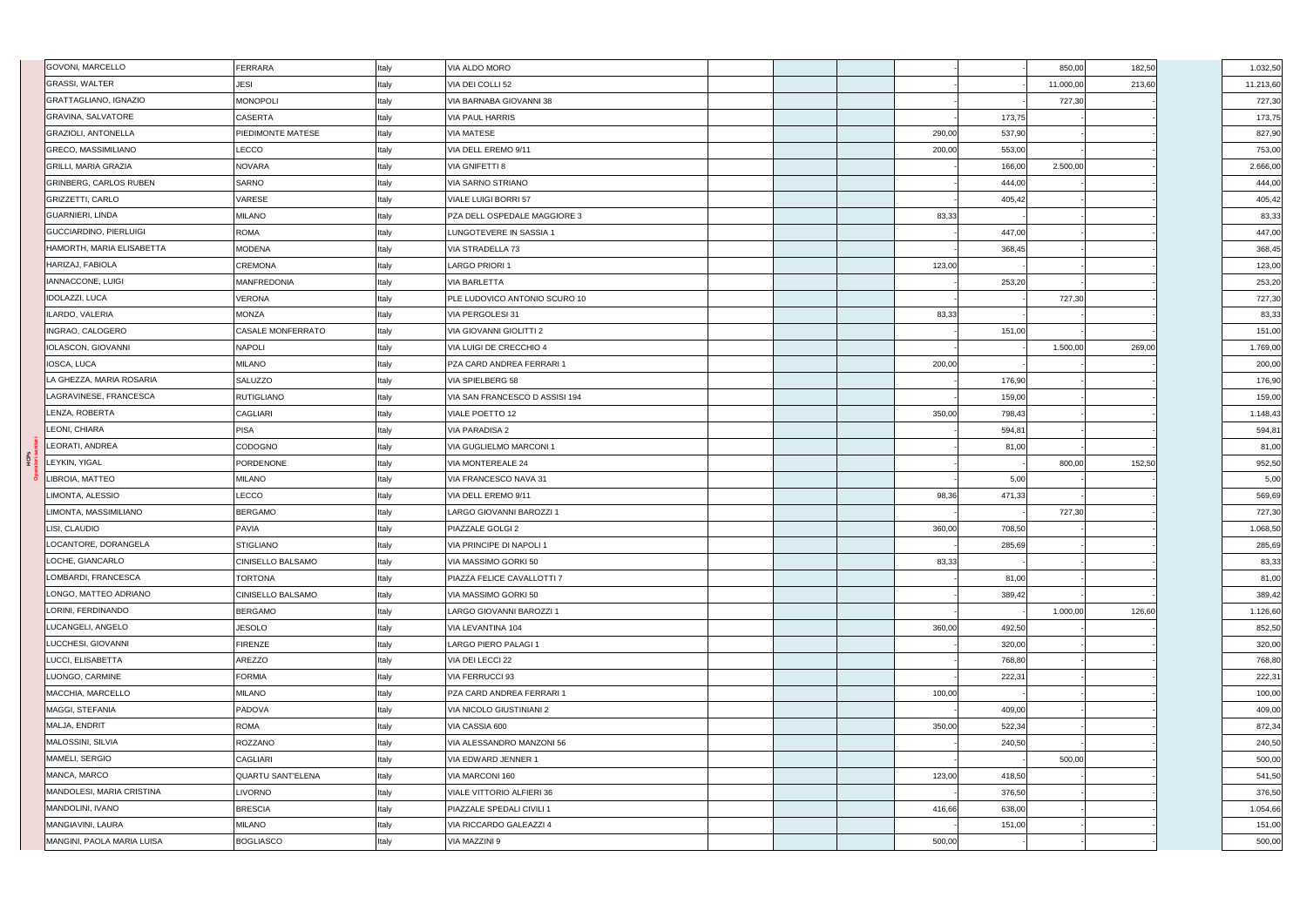| | | | | | | | | | | | | |
|---|---|---|---|---|---|---|---|---|---|---|---|---|
| GOVONI, MARCELLO | FERRARA | Italy | VIA ALDO MORO | | | | - | - | 850,00 | 182,50 | | 1.032,50 |
| GRASSI, WALTER | JESI | Italy | VIA DEI COLLI 52 | | | | - | - | 11.000,00 | 213,60 | | 11.213,60 |
| GRATTAGLIANO, IGNAZIO | MONOPOLI | Italy | VIA BARNABA GIOVANNI 38 | | | | - | - | 727,30 | | | 727,30 |
| GRAVINA, SALVATORE | CASERTA | Italy | VIA PAUL HARRIS | | | | - | 173,75 | - | - | | 173,75 |
| GRAZIOLI, ANTONELLA | PIEDIMONTE MATESE | Italy | VIA MATESE | | | | 290,00 | 537,90 | - | - | | 827,90 |
| GRECO, MASSIMILIANO | LECCO | Italy | VIA DELL EREMO 9/11 | | | | 200,00 | 553,00 | - | - | | 753,00 |
| GRILLI, MARIA GRAZIA | NOVARA | Italy | VIA GNIFETTI 8 | | | | - | 166,00 | 2.500,00 | - | | 2.666,00 |
| GRINBERG, CARLOS RUBEN | SARNO | Italy | VIA SARNO STRIANO | | | | - | 444,00 | - | - | | 444,00 |
| GRIZZETTI, CARLO | VARESE | Italy | VIALE LUIGI BORRI 57 | | | | - | 405,42 | - | - | | 405,42 |
| GUARNIERI, LINDA | MILANO | Italy | PZA DELL OSPEDALE MAGGIORE 3 | | | | 83,33 | - | - | - | | 83,33 |
| GUCCIARDINO, PIERLUIGI | ROMA | Italy | LUNGOTEVERE IN SASSIA 1 | | | | - | 447,00 | - | - | | 447,00 |
| HAMORTH, MARIA ELISABETTA | MODENA | Italy | VIA STRADELLA 73 | | | | - | 368,45 | - | - | | 368,45 |
| HARIZAJ, FABIOLA | CREMONA | Italy | LARGO PRIORI 1 | | | | 123,00 | - | - | - | | 123,00 |
| IANNACCONE, LUIGI | MANFREDONIA | Italy | VIA BARLETTA | | | | - | 253,20 | - | - | | 253,20 |
| IDOLAZZI, LUCA | VERONA | Italy | PLE LUDOVICO ANTONIO SCURO 10 | | | | - | - | 727,30 | - | | 727,30 |
| ILARDO, VALERIA | MONZA | Italy | VIA PERGOLESI 31 | | | | 83,33 | - | - | - | | 83,33 |
| INGRAO, CALOGERO | CASALE MONFERRATO | Italy | VIA GIOVANNI GIOLITTI 2 | | | | - | 151,00 | - | - | | 151,00 |
| IOLASCON, GIOVANNI | NAPOLI | Italy | VIA LUIGI DE CRECCHIO 4 | | | | - | - | 1.500,00 | 269,00 | | 1.769,00 |
| IOSCA, LUCA | MILANO | Italy | PZA CARD ANDREA FERRARI 1 | | | | 200,00 | - | - | - | | 200,00 |
| LA GHEZZA, MARIA ROSARIA | SALUZZO | Italy | VIA SPIELBERG 58 | | | | - | 176,90 | - | - | | 176,90 |
| LAGRAVINESE, FRANCESCA | RUTIGLIANO | Italy | VIA SAN FRANCESCO D ASSISI 194 | | | | - | 159,00 | - | - | | 159,00 |
| LENZA, ROBERTA | CAGLIARI | Italy | VIALE POETTO 12 | | | | 350,00 | 798,43 | - | - | | 1.148,43 |
| LEONI, CHIARA | PISA | Italy | VIA PARADISA 2 | | | | - | 594,81 | - | - | | 594,81 |
| LEORATI, ANDREA | CODOGNO | Italy | VIA GUGLIELMO MARCONI 1 | | | | - | 81,00 | - | - | | 81,00 |
| LEYKIN, YIGAL | PORDENONE | Italy | VIA MONTEREALE 24 | | | | - | - | 800,00 | 152,50 | | 952,50 |
| LIBROIA, MATTEO | MILANO | Italy | VIA FRANCESCO NAVA 31 | | | | - | 5,00 | - | - | | 5,00 |
| LIMONTA, ALESSIO | LECCO | Italy | VIA DELL EREMO 9/11 | | | | 98,36 | 471,33 | - | - | | 569,69 |
| LIMONTA, MASSIMILIANO | BERGAMO | Italy | LARGO GIOVANNI BAROZZI 1 | | | | - | - | 727,30 | - | | 727,30 |
| LISI, CLAUDIO | PAVIA | Italy | PIAZZALE GOLGI 2 | | | | 360,00 | 708,50 | - | - | | 1.068,50 |
| LOCANTORE, DORANGELA | STIGLIANO | Italy | VIA PRINCIPE DI NAPOLI 1 | | | | - | 285,69 | - | - | | 285,69 |
| LOCHE, GIANCARLO | CINISELLO BALSAMO | Italy | VIA MASSIMO GORKI 50 | | | | 83,33 | - | - | - | | 83,33 |
| LOMBARDI, FRANCESCA | TORTONA | Italy | PIAZZA FELICE CAVALLOTTI 7 | | | | - | 81,00 | - | - | | 81,00 |
| LONGO, MATTEO ADRIANO | CINISELLO BALSAMO | Italy | VIA MASSIMO GORKI 50 | | | | - | 389,42 | - | - | | 389,42 |
| LORINI, FERDINANDO | BERGAMO | Italy | LARGO GIOVANNI BAROZZI 1 | | | | - | - | 1.000,00 | 126,60 | | 1.126,60 |
| LUCANGELI, ANGELO | JESOLO | Italy | VIA LEVANTINA 104 | | | | 360,00 | 492,50 | - | - | | 852,50 |
| LUCCHESI, GIOVANNI | FIRENZE | Italy | LARGO PIERO PALAGI 1 | | | | - | 320,00 | - | - | | 320,00 |
| LUCCI, ELISABETTA | AREZZO | Italy | VIA DEI LECCI 22 | | | | - | 768,80 | - | - | | 768,80 |
| LUONGO, CARMINE | FORMIA | Italy | VIA FERRUCCI 93 | | | | - | 222,31 | - | - | | 222,31 |
| MACCHIA, MARCELLO | MILANO | Italy | PZA CARD ANDREA FERRARI 1 | | | | 100,00 | - | - | - | | 100,00 |
| MAGGI, STEFANIA | PADOVA | Italy | VIA NICOLO GIUSTINIANI 2 | | | | - | 409,00 | - | - | | 409,00 |
| MALJA, ENDRIT | ROMA | Italy | VIA CASSIA 600 | | | | 350,00 | 522,34 | - | - | | 872,34 |
| MALOSSINI, SILVIA | ROZZANO | Italy | VIA ALESSANDRO MANZONI 56 | | | | - | 240,50 | - | - | | 240,50 |
| MAMELI, SERGIO | CAGLIARI | Italy | VIA EDWARD JENNER 1 | | | | - | - | 500,00 | - | | 500,00 |
| MANCA, MARCO | QUARTU SANT'ELENA | Italy | VIA MARCONI 160 | | | | 123,00 | 418,50 | - | - | | 541,50 |
| MANDOLESI, MARIA CRISTINA | LIVORNO | Italy | VIALE VITTORIO ALFIERI 36 | | | | - | 376,50 | - | - | | 376,50 |
| MANDOLINI, IVANO | BRESCIA | Italy | PIAZZALE SPEDALI CIVILI 1 | | | | 416,66 | 638,00 | - | - | | 1.054,66 |
| MANGIAVINI, LAURA | MILANO | Italy | VIA RICCARDO GALEAZZI 4 | | | | - | 151,00 | - | - | | 151,00 |
| MANGINI, PAOLA MARIA LUISA | BOGLIASCO | Italy | VIA MAZZINI 9 | | | | 500,00 | - | - | - | | 500,00 |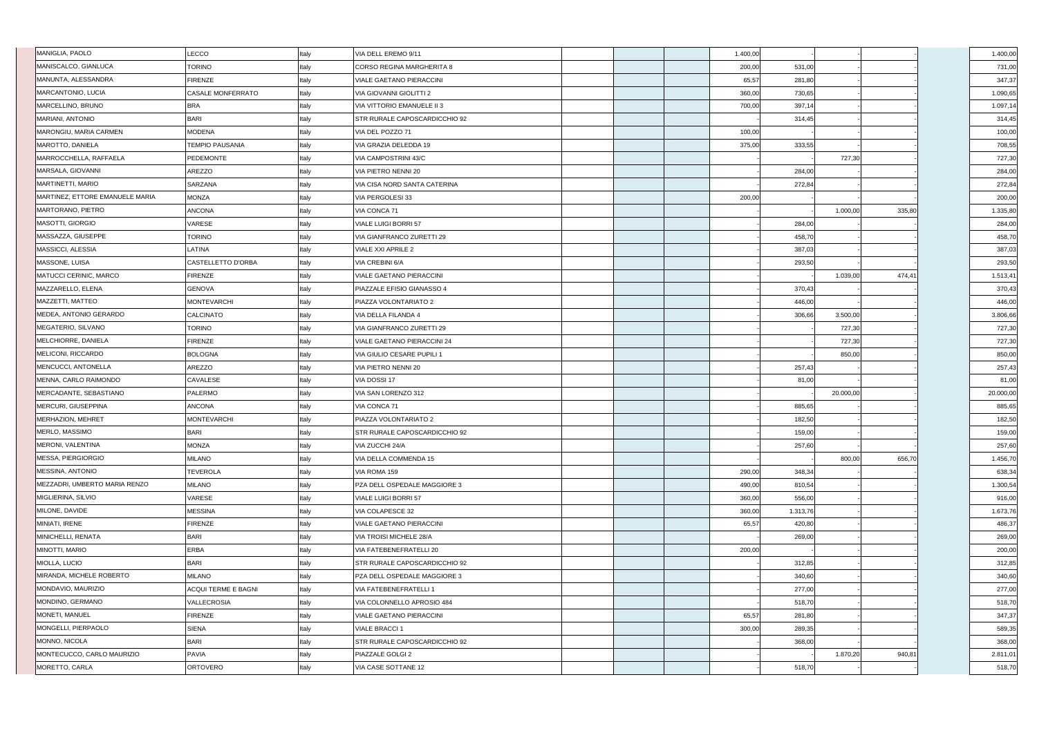| | | | | | | | | | | | | |
|---|---|---|---|---|---|---|---|---|---|---|---|---|
| MANIGLIA, PAOLO | LECCO | Italy | VIA DELL EREMO 9/11 | | | | 1.400,00 | - | - | - | | 1.400,00 |
| MANISCALCO, GIANLUCA | TORINO | Italy | CORSO REGINA MARGHERITA 8 | | | | 200,00 | 531,00 | - | - | | 731,00 |
| MANUNTA, ALESSANDRA | FIRENZE | Italy | VIALE GAETANO PIERACCINI | | | | 65,57 | 281,80 | - | - | | 347,37 |
| MARCANTONIO, LUCIA | CASALE MONFERRATO | Italy | VIA GIOVANNI GIOLITTI 2 | | | | 360,00 | 730,65 | - | - | | 1.090,65 |
| MARCELLINO, BRUNO | BRA | Italy | VIA VITTORIO EMANUELE II 3 | | | | 700,00 | 397,14 | - | - | | 1.097,14 |
| MARIANI, ANTONIO | BARI | Italy | STR RURALE CAPOSCARDICCHIO 92 | | | | - | 314,45 | - | - | | 314,45 |
| MARONGIU, MARIA CARMEN | MODENA | Italy | VIA DEL POZZO 71 | | | | 100,00 | - | - | - | | 100,00 |
| MAROTTO, DANIELA | TEMPIO PAUSANIA | Italy | VIA GRAZIA DELEDDA 19 | | | | 375,00 | 333,55 | - | - | | 708,55 |
| MARROCCHELLA, RAFFAELA | PEDEMONTE | Italy | VIA CAMPOSTRINI 43/C | | | | - | - | 727,30 | - | | 727,30 |
| MARSALA, GIOVANNI | AREZZO | Italy | VIA PIETRO NENNI 20 | | | | - | 284,00 | - | - | | 284,00 |
| MARTINETTI, MARIO | SARZANA | Italy | VIA CISA NORD SANTA CATERINA | | | | - | 272,84 | - | - | | 272,84 |
| MARTINEZ, ETTORE EMANUELE MARIA | MONZA | Italy | VIA PERGOLESI 33 | | | | 200,00 | - | - | - | | 200,00 |
| MARTORANO, PIETRO | ANCONA | Italy | VIA CONCA 71 | | | | - | - | 1.000,00 | 335,80 | | 1.335,80 |
| MASOTTI, GIORGIO | VARESE | Italy | VIALE LUIGI BORRI 57 | | | | - | 284,00 | - | - | | 284,00 |
| MASSAZZA, GIUSEPPE | TORINO | Italy | VIA GIANFRANCO ZURETTI 29 | | | | - | 458,70 | - | - | | 458,70 |
| MASSICCI, ALESSIA | LATINA | Italy | VIALE XXI APRILE 2 | | | | - | 387,03 | - | - | | 387,03 |
| MASSONE, LUISA | CASTELLETTO D'ORBA | Italy | VIA CREBINI 6/A | | | | - | 293,50 | - | - | | 293,50 |
| MATUCCI CERINIC, MARCO | FIRENZE | Italy | VIALE GAETANO PIERACCINI | | | | - | - | 1.039,00 | 474,41 | | 1.513,41 |
| MAZZARELLO, ELENA | GENOVA | Italy | PIAZZALE EFISIO GIANASSO 4 | | | | - | 370,43 | - | - | | 370,43 |
| MAZZETTI, MATTEO | MONTEVARCHI | Italy | PIAZZA VOLONTARIATO 2 | | | | - | 446,00 | - | - | | 446,00 |
| MEDEA, ANTONIO GERARDO | CALCINATO | Italy | VIA DELLA FILANDA 4 | | | | - | 306,66 | 3.500,00 | - | | 3.806,66 |
| MEGATERIO, SILVANO | TORINO | Italy | VIA GIANFRANCO ZURETTI 29 | | | | - | - | 727,30 | - | | 727,30 |
| MELCHIORRE, DANIELA | FIRENZE | Italy | VIALE GAETANO PIERACCINI 24 | | | | - | - | 727,30 | - | | 727,30 |
| MELICONI, RICCARDO | BOLOGNA | Italy | VIA GIULIO CESARE PUPILI 1 | | | | - | - | 850,00 | - | | 850,00 |
| MENCUCCI, ANTONELLA | AREZZO | Italy | VIA PIETRO NENNI 20 | | | | - | 257,43 | - | - | | 257,43 |
| MENNA, CARLO RAIMONDO | CAVALESE | Italy | VIA DOSSI 17 | | | | - | 81,00 | - | - | | 81,00 |
| MERCADANTE, SEBASTIANO | PALERMO | Italy | VIA SAN LORENZO 312 | | | | - | - | 20.000,00 | - | | 20.000,00 |
| MERCURI, GIUSEPPINA | ANCONA | Italy | VIA CONCA 71 | | | | - | 885,65 | - | - | | 885,65 |
| MERHAZION, MEHRET | MONTEVARCHI | Italy | PIAZZA VOLONTARIATO 2 | | | | - | 182,50 | - | - | | 182,50 |
| MERLO, MASSIMO | BARI | Italy | STR RURALE CAPOSCARDICCHIO 92 | | | | - | 159,00 | - | - | | 159,00 |
| MERONI, VALENTINA | MONZA | Italy | VIA ZUCCHI 24/A | | | | - | 257,60 | - | - | | 257,60 |
| MESSA, PIERGIORGIO | MILANO | Italy | VIA DELLA COMMENDA 15 | | | | - | - | 800,00 | 656,70 | | 1.456,70 |
| MESSINA, ANTONIO | TEVEROLA | Italy | VIA ROMA 159 | | | | 290,00 | 348,34 | - | - | | 638,34 |
| MEZZADRI, UMBERTO MARIA RENZO | MILANO | Italy | PZA DELL OSPEDALE MAGGIORE 3 | | | | 490,00 | 810,54 | - | - | | 1.300,54 |
| MIGLIERINA, SILVIO | VARESE | Italy | VIALE LUIGI BORRI 57 | | | | 360,00 | 556,00 | - | - | | 916,00 |
| MILONE, DAVIDE | MESSINA | Italy | VIA COLAPESCE 32 | | | | 360,00 | 1.313,76 | - | - | | 1.673,76 |
| MINIATI, IRENE | FIRENZE | Italy | VIALE GAETANO PIERACCINI | | | | 65,57 | 420,80 | - | - | | 486,37 |
| MINICHELLI, RENATA | BARI | Italy | VIA TROISI MICHELE 28/A | | | | - | 269,00 | - | - | | 269,00 |
| MINOTTI, MARIO | ERBA | Italy | VIA FATEBENEFRATELLI 20 | | | | 200,00 | - | - | - | | 200,00 |
| MIOLLA, LUCIO | BARI | Italy | STR RURALE CAPOSCARDICCHIO 92 | | | | - | 312,85 | - | - | | 312,85 |
| MIRANDA, MICHELE ROBERTO | MILANO | Italy | PZA DELL OSPEDALE MAGGIORE 3 | | | | - | 340,60 | - | - | | 340,60 |
| MONDAVIO, MAURIZIO | ACQUI TERME E BAGNI | Italy | VIA FATEBENEFRATELLI 1 | | | | - | 277,00 | - | - | | 277,00 |
| MONDINO, GERMANO | VALLECROSIA | Italy | VIA COLONNELLO APROSIO 484 | | | | - | 518,70 | - | - | | 518,70 |
| MONETI, MANUEL | FIRENZE | Italy | VIALE GAETANO PIERACCINI | | | | 65,57 | 281,80 | - | - | | 347,37 |
| MONGELLI, PIERPAOLO | SIENA | Italy | VIALE BRACCI 1 | | | | 300,00 | 289,35 | - | - | | 589,35 |
| MONNO, NICOLA | BARI | Italy | STR RURALE CAPOSCARDICCHIO 92 | | | | - | 368,00 | - | - | | 368,00 |
| MONTECUCCO, CARLO MAURIZIO | PAVIA | Italy | PIAZZALE GOLGI 2 | | | | - | - | 1.870,20 | 940,81 | | 2.811,01 |
| MORETTO, CARLA | ORTOVERO | Italy | VIA CASE SOTTANE 12 | | | | - | 518,70 | - | - | | 518,70 |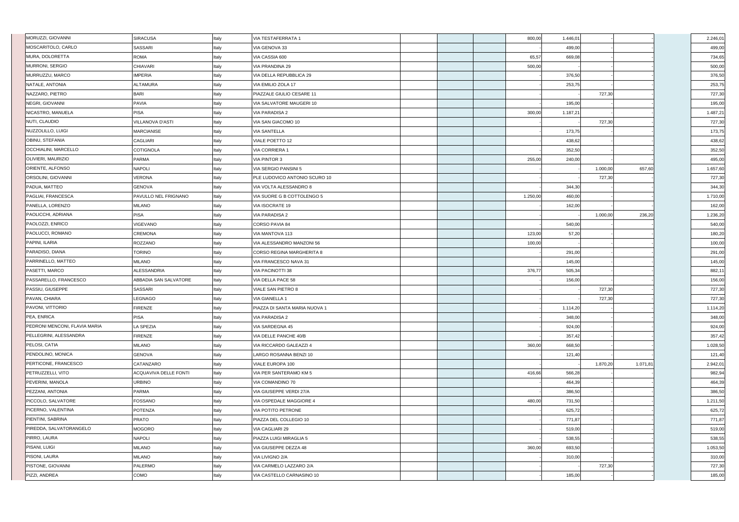| | | | | | | | | | | | | |
|---|---|---|---|---|---|---|---|---|---|---|---|---|
| MORUZZI, GIOVANNI | SIRACUSA | Italy | VIA TESTAFERRATA 1 | | | | 800,00 | 1.446,01 | - | - | | 2.246,01 |
| MOSCARITOLO, CARLO | SASSARI | Italy | VIA GENOVA 33 | | | | - | 499,00 | - | - | | 499,00 |
| MURA, DOLORETTA | ROMA | Italy | VIA CASSIA 600 | | | | 65,57 | 669,08 | - | - | | 734,65 |
| MURRONI, SERGIO | CHIAVARI | Italy | VIA PRANDINA 29 | | | | 500,00 | - | - | - | | 500,00 |
| MURRUZZU, MARCO | IMPERIA | Italy | VIA DELLA REPUBBLICA 29 | | | | - | 376,50 | - | - | | 376,50 |
| NATALE, ANTONIA | ALTAMURA | Italy | VIA EMILIO ZOLA 17 | | | | - | 253,75 | - | - | | 253,75 |
| NAZZARO, PIETRO | BARI | Italy | PIAZZALE GIULIO CESARE 11 | | | | - | - | 727,30 | - | | 727,30 |
| NEGRI, GIOVANNI | PAVIA | Italy | VIA SALVATORE MAUGERI 10 | | | | - | 195,00 | - | - | | 195,00 |
| NICASTRO, MANUELA | PISA | Italy | VIA PARADISA 2 | | | | 300,00 | 1.187,21 | - | - | | 1.487,21 |
| NUTI, CLAUDIO | VILLANOVA D'ASTI | Italy | VIA SAN GIACOMO 10 | | | | - | - | 727,30 | - | | 727,30 |
| NUZZOLILLO, LUIGI | MARCIANISE | Italy | VIA SANTELLA | | | | - | 173,75 | - | - | | 173,75 |
| OBINU, STEFANIA | CAGLIARI | Italy | VIALE POETTO 12 | | | | - | 438,62 | - | - | | 438,62 |
| OCCHIALINI, MARCELLO | COTIGNOLA | Italy | VIA CORRIERA 1 | | | | - | 352,50 | - | - | | 352,50 |
| OLIVIERI, MAURIZIO | PARMA | Italy | VIA PINTOR 3 | | | | 255,00 | 240,00 | - | - | | 495,00 |
| ORIENTE, ALFONSO | NAPOLI | Italy | VIA SERGIO PANSINI 5 | | | | - | - | 1.000,00 | 657,60 | | 1.657,60 |
| ORSOLINI, GIOVANNI | VERONA | Italy | PLE LUDOVICO ANTONIO SCURO 10 | | | | - | - | 727,30 | - | | 727,30 |
| PADUA, MATTEO | GENOVA | Italy | VIA VOLTA ALESSANDRO 8 | | | | - | 344,30 | - | - | | 344,30 |
| PAGLIAI, FRANCESCA | PAVULLO NEL FRIGNANO | Italy | VIA SUORE G B COTTOLENGO 5 | | | | 1.250,00 | 460,00 | - | - | | 1.710,00 |
| PANELLA, LORENZO | MILANO | Italy | VIA ISOCRATE 19 | | | | - | 162,00 | - | - | | 162,00 |
| PAOLICCHI, ADRIANA | PISA | Italy | VIA PARADISA 2 | | | | - | - | 1.000,00 | 236,20 | | 1.236,20 |
| PAOLOZZI, ENRICO | VIGEVANO | Italy | CORSO PAVIA 84 | | | | - | 540,00 | - | - | | 540,00 |
| PAOLUCCI, ROMANO | CREMONA | Italy | VIA MANTOVA 113 | | | | 123,00 | 57,20 | - | - | | 180,20 |
| PAPINI, ILARIA | ROZZANO | Italy | VIA ALESSANDRO MANZONI 56 | | | | 100,00 | - | - | - | | 100,00 |
| PARADISO, DIANA | TORINO | Italy | CORSO REGINA MARGHERITA 8 | | | | - | 291,00 | - | - | | 291,00 |
| PARRINELLO, MATTEO | MILANO | Italy | VIA FRANCESCO NAVA 31 | | | | - | 145,00 | - | - | | 145,00 |
| PASETTI, MARCO | ALESSANDRIA | Italy | VIA PACINOTTI 38 | | | | 376,77 | 505,34 | - | - | | 882,11 |
| PASSARELLO, FRANCESCO | ABBADIA SAN SALVATORE | Italy | VIA DELLA PACE 58 | | | | - | 156,00 | - | - | | 156,00 |
| PASSIU, GIUSEPPE | SASSARI | Italy | VIALE SAN PIETRO 8 | | | | - | - | 727,30 | - | | 727,30 |
| PAVAN, CHIARA | LEGNAGO | Italy | VIA GIANELLA 1 | | | | - | - | 727,30 | - | | 727,30 |
| PAVONI, VITTORIO | FIRENZE | Italy | PIAZZA DI SANTA MARIA NUOVA 1 | | | | - | 1.114,20 | - | - | | 1.114,20 |
| PEA, ENRICA | PISA | Italy | VIA PARADISA 2 | | | | - | 348,00 | - | - | | 348,00 |
| PEDRONI MENCONI, FLAVIA MARIA | LA SPEZIA | Italy | VIA SARDEGNA 45 | | | | - | 924,00 | - | - | | 924,00 |
| PELLEGRINI, ALESSANDRA | FIRENZE | Italy | VIA DELLE PANCHE 40/B | | | | - | 357,42 | - | - | | 357,42 |
| PELOSI, CATIA | MILANO | Italy | VIA RICCARDO GALEAZZI 4 | | | | 360,00 | 668,50 | - | - | | 1.028,50 |
| PENDOLINO, MONICA | GENOVA | Italy | LARGO ROSANNA BENZI 10 | | | | - | 121,40 | - | - | | 121,40 |
| PERTICONE, FRANCESCO | CATANZARO | Italy | VIALE EUROPA 100 | | | | - | - | 1.870,20 | 1.071,81 | | 2.942,01 |
| PETRUZZELLI, VITO | ACQUAVIVA DELLE FONTI | Italy | VIA PER SANTERAMO KM 5 | | | | 416,66 | 566,28 | - | - | | 982,94 |
| PEVERINI, MANOLA | URBINO | Italy | VIA COMANDINO 70 | | | | - | 464,39 | - | - | | 464,39 |
| PEZZANI, ANTONIA | PARMA | Italy | VIA GIUSEPPE VERDI 27/A | | | | - | 386,50 | - | - | | 386,50 |
| PICCOLO, SALVATORE | FOSSANO | Italy | VIA OSPEDALE MAGGIORE 4 | | | | 480,00 | 731,50 | - | - | | 1.211,50 |
| PICERNO, VALENTINA | POTENZA | Italy | VIA POTITO PETRONE | | | | - | 625,72 | - | - | | 625,72 |
| PIENTINI, SABRINA | PRATO | Italy | PIAZZA DEL COLLEGIO 10 | | | | - | 771,87 | - | - | | 771,87 |
| PIREDDA, SALVATORANGELO | MOGORO | Italy | VIA CAGLIARI 29 | | | | - | 519,00 | - | - | | 519,00 |
| PIRRO, LAURA | NAPOLI | Italy | PIAZZA LUIGI MIRAGLIA 5 | | | | - | 538,55 | - | - | | 538,55 |
| PISANI, LUIGI | MILANO | Italy | VIA GIUSEPPE DEZZA 48 | | | | 360,00 | 693,50 | - | - | | 1.053,50 |
| PISONI, LAURA | MILANO | Italy | VIA LIVIGNO 2/A | | | | - | 310,00 | - | - | | 310,00 |
| PISTONE, GIOVANNI | PALERMO | Italy | VIA CARMELO LAZZARO 2/A | | | | - | - | 727,30 | - | | 727,30 |
| PIZZI, ANDREA | COMO | Italy | VIA CASTELLO CARNASINO 10 | | | | - | 185,00 | - | - | | 185,00 |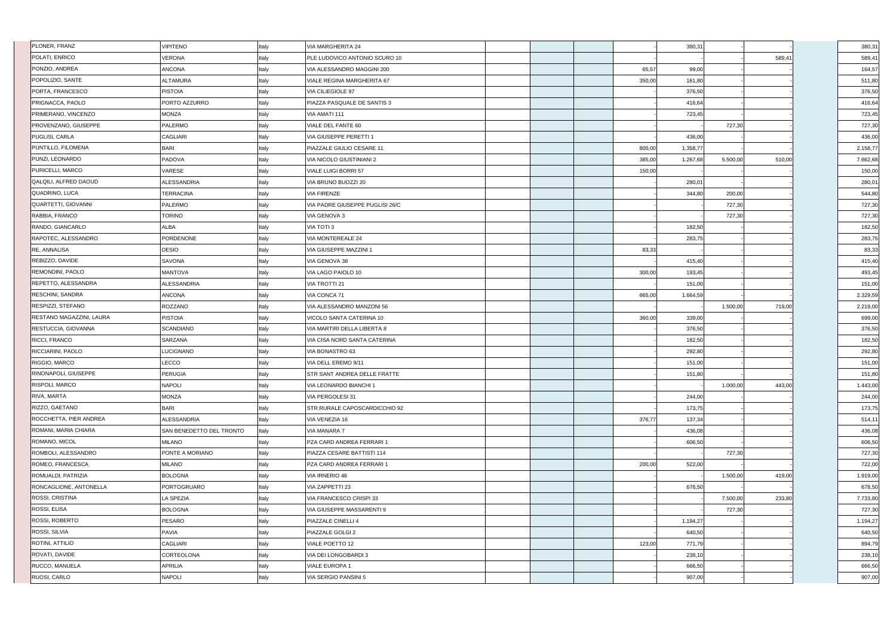| | | | | | | | | | | | | |
|---|---|---|---|---|---|---|---|---|---|---|---|---|
| PLONER, FRANZ | VIPITENO | Italy | VIA MARGHERITA 24 | | | | - | 380,31 | - | - | | 380,31 |
| POLATI, ENRICO | VERONA | Italy | PLE LUDOVICO ANTONIO SCURO 10 | | | | - | - | - | 589,41 | | 589,41 |
| PONZIO, ANDREA | ANCONA | Italy | VIA ALESSANDRO MAGGINI 200 | | | | 65,57 | 99,00 | - | - | | 164,57 |
| POPOLIZIO, SANTE | ALTAMURA | Italy | VIALE REGINA MARGHERITA 67 | | | | 350,00 | 161,80 | - | - | | 511,80 |
| PORTA, FRANCESCO | PISTOIA | Italy | VIA CILIEGIOLE 97 | | | | - | 376,50 | - | - | | 376,50 |
| PRIGNACCA, PAOLO | PORTO AZZURRO | Italy | PIAZZA PASQUALE DE SANTIS 3 | | | | - | 416,64 | - | - | | 416,64 |
| PRIMERANO, VINCENZO | MONZA | Italy | VIA AMATI 111 | | | | - | 723,45 | - | - | | 723,45 |
| PROVENZANO, GIUSEPPE | PALERMO | Italy | VIALE DEL FANTE 60 | | | | - | - | 727,30 | - | | 727,30 |
| PUGLISI, CARLA | CAGLIARI | Italy | VIA GIUSEPPE PERETTI 1 | | | | - | 436,00 | - | - | | 436,00 |
| PUNTILLO, FILOMENA | BARI | Italy | PIAZZALE GIULIO CESARE 11 | | | | 800,00 | 1.358,77 | - | - | | 2.158,77 |
| PUNZI, LEONARDO | PADOVA | Italy | VIA NICOLO GIUSTINIANI 2 | | | | 385,00 | 1.267,68 | 5.500,00 | 510,00 | | 7.662,68 |
| PURICELLI, MARCO | VARESE | Italy | VIALE LUIGI BORRI 57 | | | | 150,00 | | - | - | | 150,00 |
| QALQILI, ALFRED DAOUD | ALESSANDRIA | Italy | VIA BRUNO BUOZZI 20 | | | | - | 280,01 | - | - | | 280,01 |
| QUADRINO, LUCA | TERRACINA | Italy | VIA FIRENZE | | | | - | 344,80 | 200,00 | - | | 544,80 |
| QUARTETTI, GIOVANNI | PALERMO | Italy | VIA PADRE GIUSEPPE PUGLISI 26/C | | | | - | - | 727,30 | - | | 727,30 |
| RABBIA, FRANCO | TORINO | Italy | VIA GENOVA 3 | | | | - | - | 727,30 | - | | 727,30 |
| RANDO, GIANCARLO | ALBA | Italy | VIA TOTI 3 | | | | - | 182,50 | - | - | | 182,50 |
| RAPOTEC, ALESSANDRO | PORDENONE | Italy | VIA MONTEREALE 24 | | | | - | 283,75 | - | - | | 283,75 |
| RE, ANNALISA | DESIO | Italy | VIA GIUSEPPE MAZZINI 1 | | | | 83,33 | - | - | - | | 83,33 |
| REBIZZO, DAVIDE | SAVONA | Italy | VIA GENOVA 38 | | | | - | 415,40 | - | - | | 415,40 |
| REMONDINI, PAOLO | MANTOVA | Italy | VIA LAGO PAIOLO 10 | | | | 300,00 | 193,45 | - | - | | 493,45 |
| REPETTO, ALESSANDRA | ALESSANDRIA | Italy | VIA TROTTI 21 | | | | - | 151,00 | - | - | | 151,00 |
| RESCHINI, SANDRA | ANCONA | Italy | VIA CONCA 71 | | | | 665,00 | 1.664,59 | - | - | | 2.329,59 |
| RESPIZZI, STEFANO | ROZZANO | Italy | VIA ALESSANDRO MANZONI 56 | | | | - | - | 1.500,00 | 719,00 | | 2.219,00 |
| RESTANO MAGAZZINI, LAURA | PISTOIA | Italy | VICOLO SANTA CATERINA 10 | | | | 360,00 | 339,00 | - | - | | 699,00 |
| RESTUCCIA, GIOVANNA | SCANDIANO | Italy | VIA MARTIRI DELLA LIBERTA 8 | | | | - | 376,50 | - | - | | 376,50 |
| RICCI, FRANCO | SARZANA | Italy | VIA CISA NORD SANTA CATERINA | | | | - | 182,50 | - | - | | 182,50 |
| RICCIARINI, PAOLO | LUCIGNANO | Italy | VIA BONASTRO 63 | | | | - | 292,80 | - | - | | 292,80 |
| RIGGIO, MARCO | LECCO | Italy | VIA DELL EREMO 9/11 | | | | - | 151,00 | - | - | | 151,00 |
| RINONAPOLI, GIUSEPPE | PERUGIA | Italy | STR SANT ANDREA DELLE FRATTE | | | | - | 151,80 | - | - | | 151,80 |
| RISPOLI, MARCO | NAPOLI | Italy | VIA LEONARDO BIANCHI 1 | | | | - | - | 1.000,00 | 443,00 | | 1.443,00 |
| RIVA, MARTA | MONZA | Italy | VIA PERGOLESI 31 | | | | - | 244,00 | - | - | | 244,00 |
| RIZZO, GAETANO | BARI | Italy | STR RURALE CAPOSCARDICCHIO 92 | | | | - | 173,75 | - | - | | 173,75 |
| ROCCHETTA, PIER ANDREA | ALESSANDRIA | Italy | VIA VENEZIA 16 | | | | 376,77 | 137,34 | - | - | | 514,11 |
| ROMANI, MARIA CHIARA | SAN BENEDETTO DEL TRONTO | Italy | VIA MANARA 7 | | | | - | 436,08 | - | - | | 436,08 |
| ROMANO, MICOL | MILANO | Italy | PZA CARD ANDREA FERRARI 1 | | | | - | 606,50 | - | - | | 606,50 |
| ROMBOLI, ALESSANDRO | PONTE A MORIANO | Italy | PIAZZA CESARE BATTISTI 114 | | | | - | - | 727,30 | - | | 727,30 |
| ROMEO, FRANCESCA | MILANO | Italy | PZA CARD ANDREA FERRARI 1 | | | | 200,00 | 522,00 | - | - | | 722,00 |
| ROMUALDI, PATRIZIA | BOLOGNA | Italy | VIA IRNERIO 48 | | | | - | - | 1.500,00 | 419,00 | | 1.919,00 |
| RONCAGLIONE, ANTONELLA | PORTOGRUARO | Italy | VIA ZAPPETTI 23 | | | | - | 678,50 | - | - | | 678,50 |
| ROSSI, CRISTINA | LA SPEZIA | Italy | VIA FRANCESCO CRISPI 33 | | | | - | - | 7.500,00 | 233,80 | | 7.733,80 |
| ROSSI, ELISA | BOLOGNA | Italy | VIA GIUSEPPE MASSARENTI 9 | | | | - | - | 727,30 | - | | 727,30 |
| ROSSI, ROBERTO | PESARO | Italy | PIAZZALE CINELLI 4 | | | | - | 1.194,27 | - | - | | 1.194,27 |
| ROSSI, SILVIA | PAVIA | Italy | PIAZZALE GOLGI 2 | | | | - | 640,50 | - | - | | 640,50 |
| ROTINI, ATTILIO | CAGLIARI | Italy | VIALE POETTO 12 | | | | 123,00 | 771,79 | - | - | | 894,79 |
| ROVATI, DAVIDE | CORTEOLONA | Italy | VIA DEI LONGOBARDI 3 | | | | - | 238,10 | - | - | | 238,10 |
| RUCCO, MANUELA | APRILIA | Italy | VIALE EUROPA 1 | | | | - | 666,50 | - | - | | 666,50 |
| RUOSI, CARLO | NAPOLI | Italy | VIA SERGIO PANSINI 5 | | | | - | 907,00 | - | - | | 907,00 |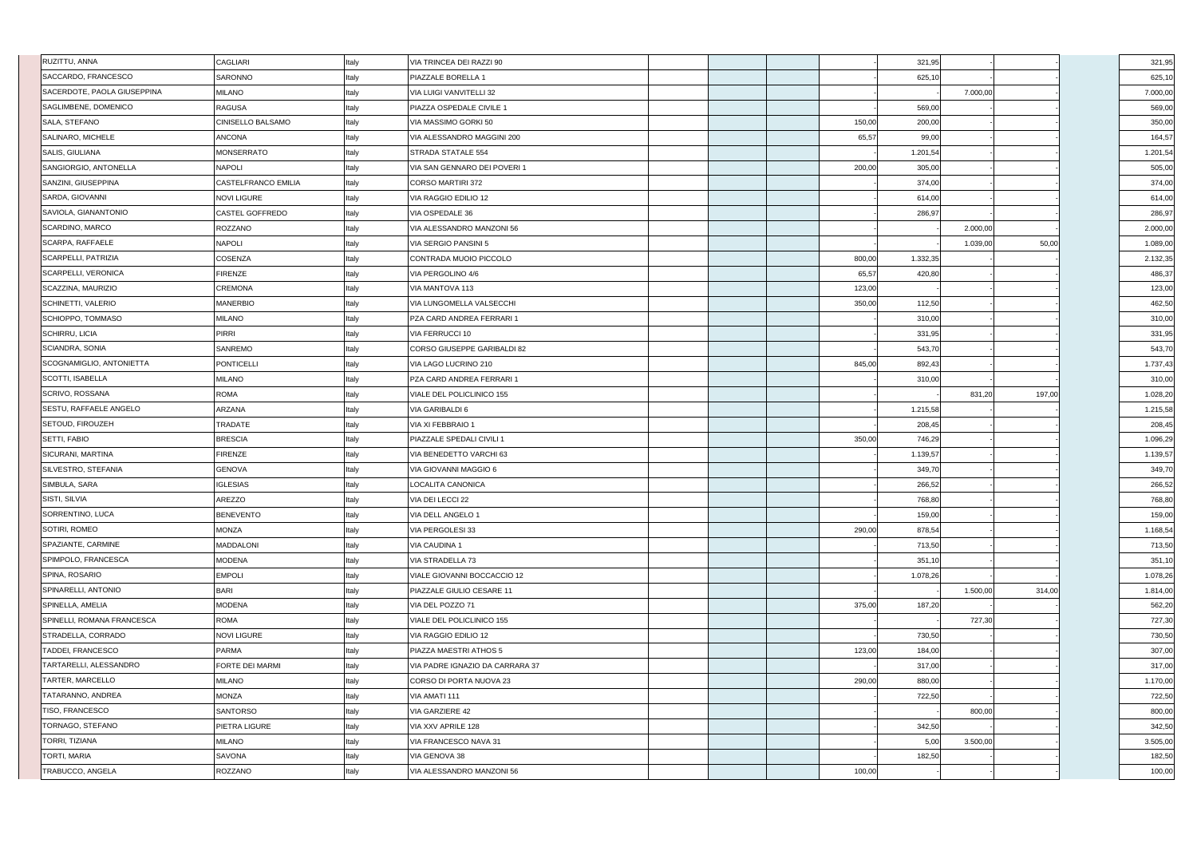| | | | | | | | | | | | | |
|---|---|---|---|---|---|---|---|---|---|---|---|---|
| RUZITTU, ANNA | CAGLIARI | Italy | VIA TRINCEA DEI RAZZI 90 | | | | - | 321,95 | - | - | | 321,95 |
| SACCARDO, FRANCESCO | SARONNO | Italy | PIAZZALE BORELLA 1 | | | | - | 625,10 | - | - | | 625,10 |
| SACERDOTE, PAOLA GIUSEPPINA | MILANO | Italy | VIA LUIGI VANVITELLI 32 | | | | - | - | 7.000,00 | - | | 7.000,00 |
| SAGLIMBENE, DOMENICO | RAGUSA | Italy | PIAZZA OSPEDALE CIVILE 1 | | | | - | 569,00 | - | - | | 569,00 |
| SALA, STEFANO | CINISELLO BALSAMO | Italy | VIA MASSIMO GORKI 50 | | | | 150,00 | 200,00 | - | - | | 350,00 |
| SALINARO, MICHELE | ANCONA | Italy | VIA ALESSANDRO MAGGINI 200 | | | | 65,57 | 99,00 | - | - | | 164,57 |
| SALIS, GIULIANA | MONSERRATO | Italy | STRADA STATALE 554 | | | | - | 1.201,54 | - | - | | 1.201,54 |
| SANGIORGIO, ANTONELLA | NAPOLI | Italy | VIA SAN GENNARO DEI POVERI 1 | | | | 200,00 | 305,00 | - | - | | 505,00 |
| SANZINI, GIUSEPPINA | CASTELFRANCO EMILIA | Italy | CORSO MARTIRI 372 | | | | - | 374,00 | - | - | | 374,00 |
| SARDA, GIOVANNI | NOVI LIGURE | Italy | VIA RAGGIO EDILIO 12 | | | | - | 614,00 | - | - | | 614,00 |
| SAVIOLA, GIANANTONIO | CASTEL GOFFREDO | Italy | VIA OSPEDALE 36 | | | | - | 286,97 | - | - | | 286,97 |
| SCARDINO, MARCO | ROZZANO | Italy | VIA ALESSANDRO MANZONI 56 | | | | - | - | 2.000,00 | - | | 2.000,00 |
| SCARPA, RAFFAELE | NAPOLI | Italy | VIA SERGIO PANSINI 5 | | | | - | - | 1.039,00 | 50,00 | | 1.089,00 |
| SCARPELLI, PATRIZIA | COSENZA | Italy | CONTRADA MUOIO PICCOLO | | | | 800,00 | 1.332,35 | - | - | | 2.132,35 |
| SCARPELLI, VERONICA | FIRENZE | Italy | VIA PERGOLINO 4/6 | | | | 65,57 | 420,80 | - | - | | 486,37 |
| SCAZZINA, MAURIZIO | CREMONA | Italy | VIA MANTOVA 113 | | | | 123,00 | - | - | - | | 123,00 |
| SCHINETTI, VALERIO | MANERBIO | Italy | VIA LUNGOMELLA VALSECCHI | | | | 350,00 | 112,50 | - | - | | 462,50 |
| SCHIOPPO, TOMMASO | MILANO | Italy | PZA CARD ANDREA FERRARI 1 | | | | - | 310,00 | - | - | | 310,00 |
| SCHIRRU, LICIA | PIRRI | Italy | VIA FERRUCCI 10 | | | | - | 331,95 | - | - | | 331,95 |
| SCIANDRA, SONIA | SANREMO | Italy | CORSO GIUSEPPE GARIBALDI 82 | | | | - | 543,70 | - | - | | 543,70 |
| SCOGNAMIGLIO, ANTONIETTA | PONTICELLI | Italy | VIA LAGO LUCRINO 210 | | | | 845,00 | 892,43 | - | - | | 1.737,43 |
| SCOTTI, ISABELLA | MILANO | Italy | PZA CARD ANDREA FERRARI 1 | | | | - | 310,00 | - | - | | 310,00 |
| SCRIVO, ROSSANA | ROMA | Italy | VIALE DEL POLICLINICO 155 | | | | - | - | 831,20 | 197,00 | | 1.028,20 |
| SESTU, RAFFAELE ANGELO | ARZANA | Italy | VIA GARIBALDI 6 | | | | - | 1.215,58 | - | - | | 1.215,58 |
| SETOUD, FIROUZEH | TRADATE | Italy | VIA XI FEBBRAIO 1 | | | | - | 208,45 | - | - | | 208,45 |
| SETTI, FABIO | BRESCIA | Italy | PIAZZALE SPEDALI CIVILI 1 | | | | 350,00 | 746,29 | - | - | | 1.096,29 |
| SICURANI, MARTINA | FIRENZE | Italy | VIA BENEDETTO VARCHI 63 | | | | - | 1.139,57 | - | - | | 1.139,57 |
| SILVESTRO, STEFANIA | GENOVA | Italy | VIA GIOVANNI MAGGIO 6 | | | | - | 349,70 | - | - | | 349,70 |
| SIMBULA, SARA | IGLESIAS | Italy | LOCALITA CANONICA | | | | - | 266,52 | - | - | | 266,52 |
| SISTI, SILVIA | AREZZO | Italy | VIA DEI LECCI 22 | | | | - | 768,80 | - | - | | 768,80 |
| SORRENTINO, LUCA | BENEVENTO | Italy | VIA DELL ANGELO 1 | | | | - | 159,00 | - | - | | 159,00 |
| SOTIRI, ROMEO | MONZA | Italy | VIA PERGOLESI 33 | | | | 290,00 | 878,54 | - | - | | 1.168,54 |
| SPAZIANTE, CARMINE | MADDALONI | Italy | VIA CAUDINA 1 | | | | - | 713,50 | - | - | | 713,50 |
| SPIMPOLO, FRANCESCA | MODENA | Italy | VIA STRADELLA 73 | | | | - | 351,10 | - | - | | 351,10 |
| SPINA, ROSARIO | EMPOLI | Italy | VIALE GIOVANNI BOCCACCIO 12 | | | | - | 1.078,26 | - | - | | 1.078,26 |
| SPINARELLI, ANTONIO | BARI | Italy | PIAZZALE GIULIO CESARE 11 | | | | - | - | 1.500,00 | 314,00 | | 1.814,00 |
| SPINELLA, AMELIA | MODENA | Italy | VIA DEL POZZO 71 | | | | 375,00 | 187,20 | - | - | | 562,20 |
| SPINELLI, ROMANA FRANCESCA | ROMA | Italy | VIALE DEL POLICLINICO 155 | | | | - | - | 727,30 | - | | 727,30 |
| STRADELLA, CORRADO | NOVI LIGURE | Italy | VIA RAGGIO EDILIO 12 | | | | - | 730,50 | - | - | | 730,50 |
| TADDEI, FRANCESCO | PARMA | Italy | PIAZZA MAESTRI ATHOS 5 | | | | 123,00 | 184,00 | - | - | | 307,00 |
| TARTARELLI, ALESSANDRO | FORTE DEI MARMI | Italy | VIA PADRE IGNAZIO DA CARRARA 37 | | | | - | 317,00 | - | - | | 317,00 |
| TARTER, MARCELLO | MILANO | Italy | CORSO DI PORTA NUOVA 23 | | | | 290,00 | 880,00 | - | - | | 1.170,00 |
| TATARANNO, ANDREA | MONZA | Italy | VIA AMATI 111 | | | | - | 722,50 | - | - | | 722,50 |
| TISO, FRANCESCO | SANTORSO | Italy | VIA GARZIERE 42 | | | | - | - | 800,00 | - | | 800,00 |
| TORNAGO, STEFANO | PIETRA LIGURE | Italy | VIA XXV APRILE 128 | | | | - | 342,50 | - | - | | 342,50 |
| TORRI, TIZIANA | MILANO | Italy | VIA FRANCESCO NAVA 31 | | | | - | 5,00 | 3.500,00 | - | | 3.505,00 |
| TORTI, MARIA | SAVONA | Italy | VIA GENOVA 38 | | | | - | 182,50 | - | - | | 182,50 |
| TRABUCCO, ANGELA | ROZZANO | Italy | VIA ALESSANDRO MANZONI 56 | | | | 100,00 | - | - | - | | 100,00 |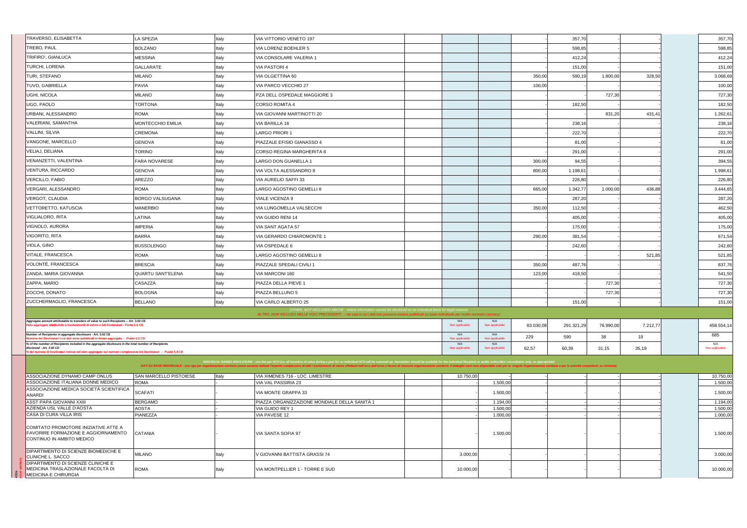| | | | | | | | | | | | | |
|---|---|---|---|---|---|---|---|---|---|---|---|---|
| TRAVERSO, ELISABETTA | LA SPEZIA | Italy | VIA VITTORIO VENETO 197 | | | | - | 357,70 | - | - | | 357,70 |
| TREBO, PAUL | BOLZANO | Italy | VIA LORENZ BOEHLER 5 | | | | - | 598,85 | - | - | | 598,85 |
| TRIFIRO', GIANLUCA | MESSINA | Italy | VIA CONSOLARE VALERIA 1 | | | | - | 412,24 | - | - | | 412,24 |
| TURCHI, LORENA | GALLARATE | Italy | VIA PASTORI 4 | | | | - | 151,00 | - | - | | 151,00 |
| TURI, STEFANO | MILANO | Italy | VIA OLGETTINA 60 | | | | 350,00 | 590,19 | 1.800,00 | 328,50 | | 3.068,69 |
| TUVO, GABRIELLA | PAVIA | Italy | VIA PARCO VECCHIO 27 | | | | 100,00 | - | - | - | | 100,00 |
| UGHI, NICOLA | MILANO | Italy | PZA DELL OSPEDALE MAGGIORE 3 | | | | - | - | 727,30 | - | | 727,30 |
| UGO, PAOLO | TORTONA | Italy | CORSO ROMITA 4 | | | | - | 182,50 | - | - | | 182,50 |
| URBANI, ALESSANDRO | ROMA | Italy | VIA GIOVANNI MARTINOTTI 20 | | | | - | - | 831,20 | 431,41 | | 1.262,61 |
| VALERIANI, SAMANTHA | MONTECCHIO EMILIA | Italy | VIA BARILLA 16 | | | | - | 238,16 | - | - | | 238,16 |
| VALLINI, SILVIA | CREMONA | Italy | LARGO PRIORI 1 | | | | - | 222,70 | - | - | | 222,70 |
| VANGONE, MARCELLO | GENOVA | Italy | PIAZZALE EFISIO GIANASSO 4 | | | | - | 81,00 | - | - | | 81,00 |
| VELIAJ, DELIANA | TORINO | Italy | CORSO REGINA MARGHERITA 8 | | | | - | 291,00 | - | - | | 291,00 |
| VENANZETTI, VALENTINA | FARA NOVARESE | Italy | LARGO DON GUANELLA 1 | | | | 300,00 | 94,55 | - | - | | 394,55 |
| VENTURA, RICCARDO | GENOVA | Italy | VIA VOLTA ALESSANDRO 8 | | | | 800,00 | 1.198,61 | - | - | | 1.998,61 |
| VERCILLO, FABIO | AREZZO | Italy | VIA AURELIO SAFFI 33 | | | | - | 226,80 | - | - | | 226,80 |
| VERGARI, ALESSANDRO | ROMA | Italy | LARGO AGOSTINO GEMELLI 8 | | | | 665,00 | 1.342,77 | 1.000,00 | 436,88 | | 3.444,65 |
| VERGOT, CLAUDIA | BORGO VALSUGANA | Italy | VIALE VICENZA 9 | | | | - | 287,20 | - | - | | 287,20 |
| VETTORETTO, KATUSCIA | MANERBIO | Italy | VIA LUNGOMELLA VALSECCHI | | | | 350,00 | 112,50 | - | - | | 462,50 |
| VIGLIALORO, RITA | LATINA | Italy | VIA GUIDO RENI 14 | | | | - | 405,00 | - | - | | 405,00 |
| VIGNOLO, AURORA | IMPERIA | Italy | VIA SANT AGATA 57 | | | | - | 175,00 | - | - | | 175,00 |
| VIGORITO, RITA | BARRA | Italy | VIA GERARDO CHIAROMONTE 1 | | | | 290,00 | 381,54 | - | - | | 671,54 |
| VIOLA, GINO | BUSSOLENGO | Italy | VIA OSPEDALE 6 | | | | - | 242,60 | - | - | | 242,60 |
| VITALE, FRANCESCA | ROMA | Italy | LARGO AGOSTINO GEMELLI 8 | | | | - | - | - | 521,85 | | 521,85 |
| VOLONTÈ, FRANCESCA | BRESCIA | Italy | PIAZZALE SPEDALI CIVILI 1 | | | | 350,00 | 487,76 | - | - | | 837,76 |
| ZANDA, MARIA GIOVANNA | QUARTU SANT'ELENA | Italy | VIA MARCONI 160 | | | | 123,00 | 418,50 | - | - | | 541,50 |
| ZAPPA, MARIO | CASAZZA | Italy | PIAZZA DELLA PIEVE 1 | | | | - | - | 727,30 | - | | 727,30 |
| ZOCCHI, DONATO | BOLOGNA | Italy | PIAZZA BELLUNO 5 | | | | - | - | 727,30 | - | | 727,30 |
| ZUCCHERMAGLIO, FRANCESCA | BELLANO | Italy | VIA CARLO ALBERTO 25 | | | | - | 151,00 | - | - | | 151,00 |
| *OTHER, NOT INCLUDED ABOVE - where information cannot be disclosed on an individual basis for legal reasons* *ALTRO, NON INCLUSO NELLE VOCI PRECEDENTI – nei casi in cui i dati non possono essere pubblicati su base individuale per motivi normativi (privacy)* | | | | | | | | | | | | |
| **Aggregate amount attributable to transfers of value to such Recipients – Art. 3.02 CE** *Dato aggregato attribuibile a trasferimenti di valore a tali Destinatari - Punto 5.5 CD* | | | | | N/A Non applicabile | N/A Non applicabile | 83.030,08 | 291.321,29 | 76.990,00 | 7.212,77 | | 458.554,14 |
| **Number of Recipients in aggregate disclosure - Art. 3.02 CE** *Numero dei Destinatari i cui dati sono pubblicati in forma aggregata – Punto 5.5 CD* | | | | | N/A Non applicabile | N/A Non applicabile | 229 | 590 | 38 | 19 | | 685 |
| **% of the number of Recipients included in the aggregate disclosure in the total number of Recipients disclosed - Art. 3.02 CE** *% del numero di Destinatari inclusi nel dato aggregato sul numero complessivo dei Destinatari – Punto 5.5 CD* | | | | | N/A Non applicabile | N/A Non applicabile | 62,57 | 60,39 | 31,15 | 35,19 | | N/A Non applicabile |
| *INDIVIDUAL NAMED DISCLOSURE - one line per HCO (i.e. all transfers of value during a year for an individual HCO will be summed up: itemization should be available for the individual Recipient or public authorities' consultation only, as appropriate)* *DATI SU BASE INDIVIDUALE - una riga per organizzazione sanitaria (ossia saranno indicati l'importo complessivo di tutti i trasferimenti di valore effettuati nell'arco dell'anno a favore di ciascuna organizzazione sanitaria: il dettaglio sarà reso disponibile solo per la singola Organizzazione sanitaria o per le autorità competenti, su richiesta)* | | | | | | | | | | | | |
| ASSOCIAZIONE DYNAMO CAMP ONLUS | SAN MARCELLO PISTOIESE | Italy | VIA XIMENES 716 - LOC. LIMESTRE | | 10.750,00 | - | - | - | - | - | | 10.750,00 |
| ASSOCIAZIONE ITALIANA DONNE MEDICO | ROMA | - | VIA VAL PASSIRIA 23 | | - | 1.500,00 | - | - | - | - | | 1.500,00 |
| ASSOCIAZIONE MEDICA SOCIETÀ SCIENTIFICA ANARDI | SCAFATI | - | VIA MONTE GRAPPA 33 | | - | 1.500,00 | - | - | - | - | | 1.500,00 |
| ASST PAPA GIOVANNI XXIII | BERGAMO | - | PIAZZA ORGANIZZAZIONE MONDIALE DELLA SANITÀ 1 | | - | 1.194,00 | - | - | - | - | | 1.194,00 |
| AZIENDA USL VALLE D'AOSTA | AOSTA | - | VIA GUIDO REY 1 | | - | 1.500,00 | - | - | - | - | | 1.500,00 |
| CASA DI CURA VILLA IRIS | PIANEZZA | - | VIA PAVESE 12 | | - | 1.000,00 | - | - | - | - | | 1.000,00 |
| COMITATO PROMOTORE INIZIATIVE ATTE A FAVORIRE FORMAZIONE E AGGIORNAMENTO CONTINUO IN AMBITO MEDICO | CATANIA | - | VIA SANTA SOFIA 97 | | - | 1.500,00 | - | - | - | - | | 1.500,00 |
| DIPARTIMENTO DI SCIENZE BIOMEDICHE E CLINICHE L. SACCO | MILANO | Italy | V GIOVANNI BATTISTA GRASSI 74 | | 3.000,00 | - | - | - | - | - | | 3.000,00 |
| DIPARTIMENTO DI SCIENZE CLINICHE E MEDICINA TRASLAZIONALE FACOLTÀ DI MEDICINA E CHIRURGIA | ROMA | Italy | VIA MONTPELLIER 1 - TORRE E SUD | | 10.000,00 | - | - | - | - | - | | 10.000,00 |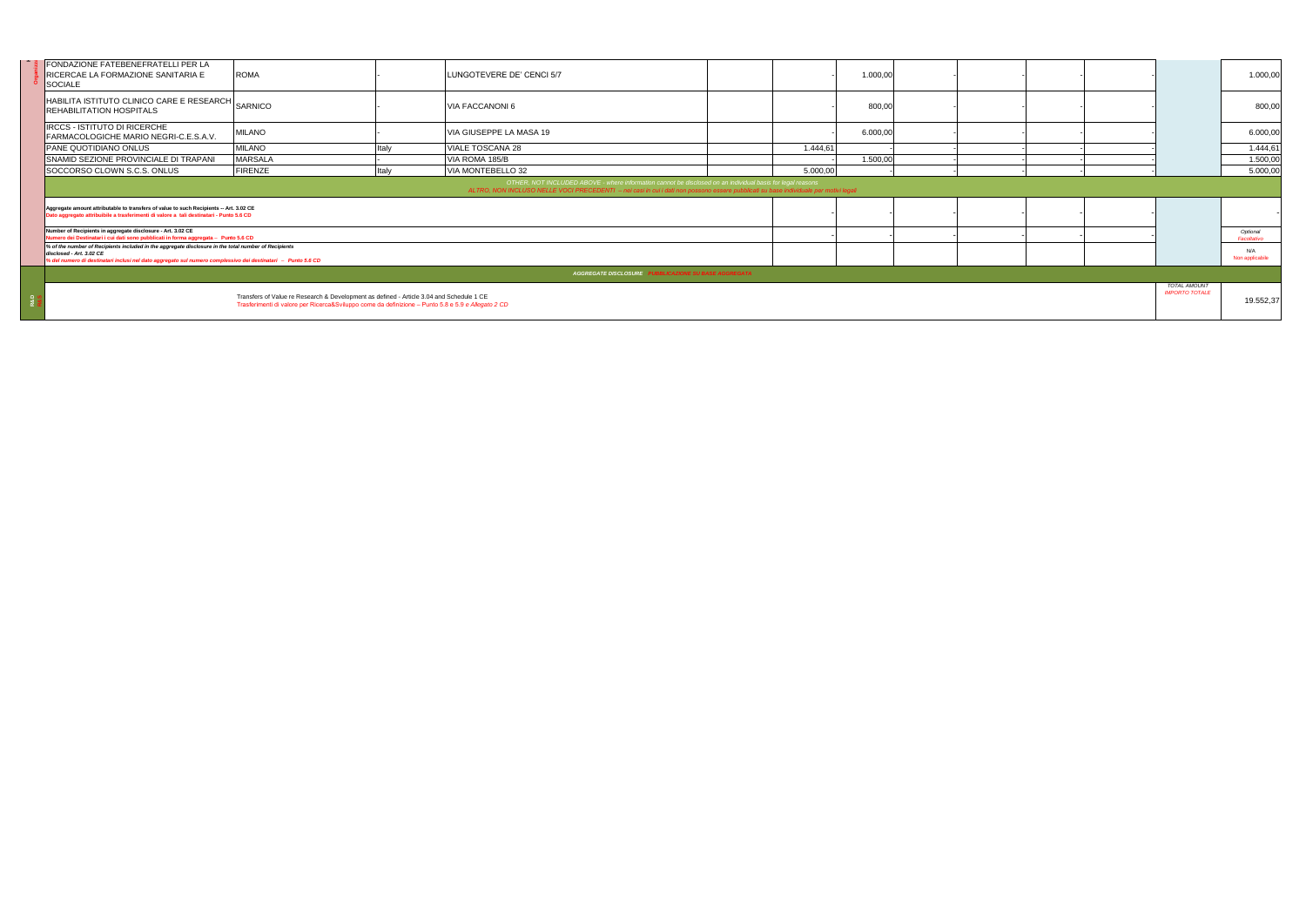| | | | | | | | | | | | | | | |
|---|---|---|---|---|---|---|---|---|---|---|---|---|---|---|
| Organizations | FONDAZIONE FATEBENEFRATELLI PER LA RICERCAE LA FORMAZIONE SANITARIA E SOCIALE | ROMA | - | LUNGOTEVERE DE' CENCI 5/7 | | - | 1.000,00 | - | - | - | - | | 1.000,00 |
| | HABILITA ISTITUTO CLINICO CARE E RESEARCH REHABILITATION HOSPITALS | SARNICO | - | VIA FACCANONI 6 | | - | 800,00 | - | - | - | - | | 800,00 |
| | IRCCS - ISTITUTO DI RICERCHE FARMACOLOGICHE MARIO NEGRI-C.E.S.A.V. | MILANO | - | VIA GIUSEPPE LA MASA 19 | | - | 6.000,00 | - | - | - | - | | 6.000,00 |
| | PANE QUOTIDIANO ONLUS | MILANO | Italy | VIALE TOSCANA 28 | | 1.444,61 | - | - | - | - | - | | 1.444,61 |
| | SNAMID SEZIONE PROVINCIALE DI TRAPANI | MARSALA | - | VIA ROMA 185/B | | - | 1.500,00 | - | - | - | - | | 1.500,00 |
| | SOCCORSO CLOWN S.C.S. ONLUS | FIRENZE | Italy | VIA MONTEBELLO 32 | | 5.000,00 | - | - | - | - | - | | 5.000,00 |
| | OTHER, NOT INCLUDED ABOVE - where information cannot be disclosed on an individual basis for legal reasons ALTRO, NON INCLUSO NELLE VOCI PRECEDENTI – nei casi in cui i dati non possono essere pubblicati su base individuale per motivi legali | | | | | | | | | | | | |
| | Aggregate amount attributable to transfers of value to such Recipients -- Art. 3.02 CE Dato aggregato attribuibile a trasferimenti di valore a tali destinatari - Punto 5.6 CD | | | | | - | - | - | - | - | - | | - |
| | Number of Recipients in aggregate disclosure - Art. 3.02 CE Numero dei Destinatari i cui dati sono pubblicati in forma aggregata -- Punto 5.6 CD | | | | | - | - | - | - | - | - | | Optional Facoltativo |
| | % of the number of Recipients included in the aggregate disclosure in the total number of Recipients disclosed - Art. 3.02 CE % del numero di destinatari inclusi nel dato aggregato sul numero complessivo dei destinatari -- Punto 5.6 CD | | | | | | | | | | | | N/A Non applicabile |
| | AGGREGATE DISCLOSURE - PUBBLICAZIONE SU BASE AGGREGATA | | | | | | | | | | | | |
| R&D R&S | Transfers of Value re Research & Development as defined - Article 3.04 and Schedule 1 CE Trasferimenti di valore per Ricerca&Sviluppo come da definizione – Punto 5.8 e 5.9 e Allegato 2 CD | | | | | | | | | | | TOTAL AMOUNT IMPORTO TOTALE | 19.552,37 |